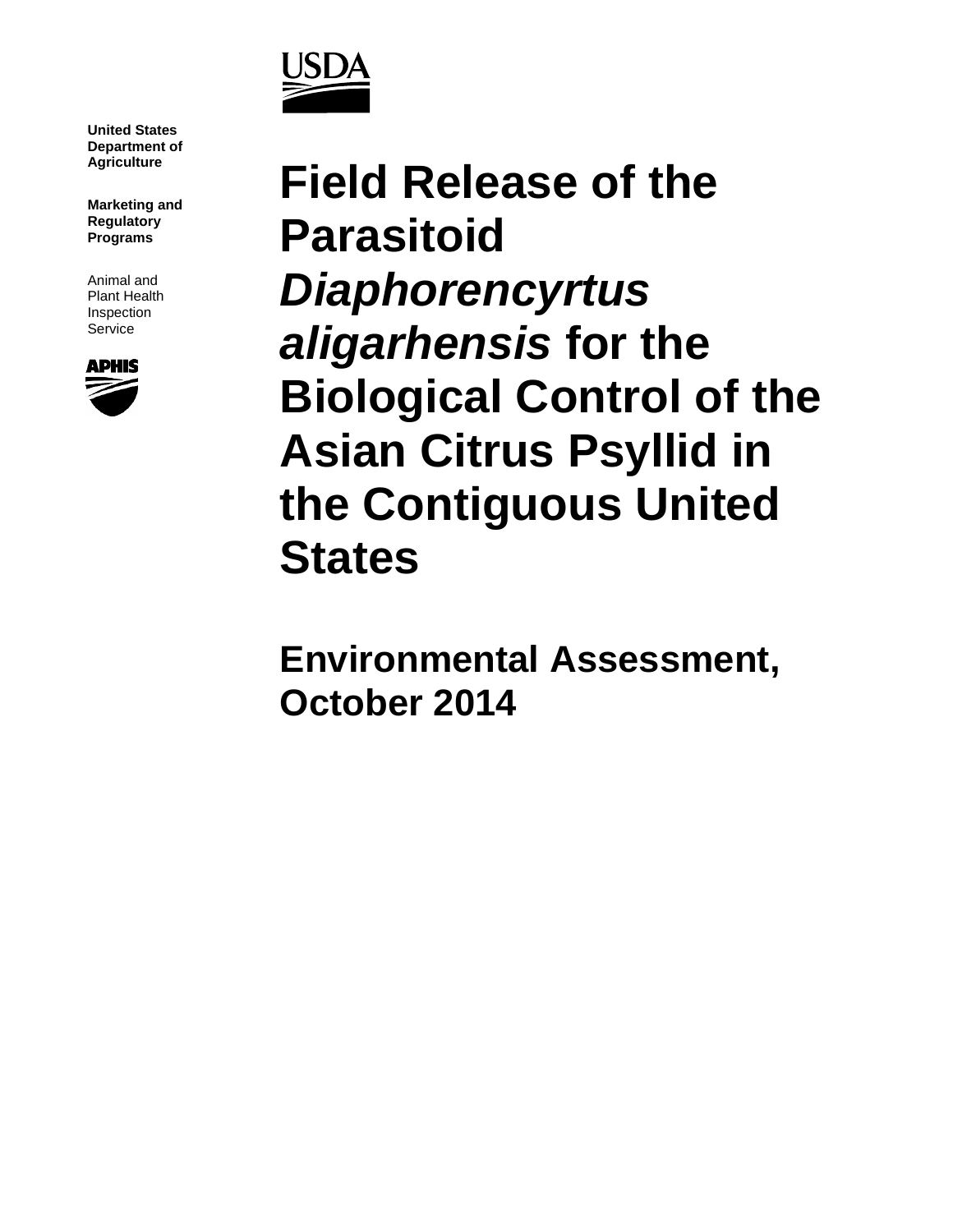**United States Department of Agriculture**

**Marketing and Regulatory Programs**

Animal and Plant Health Inspection Service

# Field Release of the Parasitoid *Diaphorencyrtus aligarhensis* for the Biological Control of the Asian Citrus Psyllid in the Contiguous United States

## Environmental Assessment, October 2014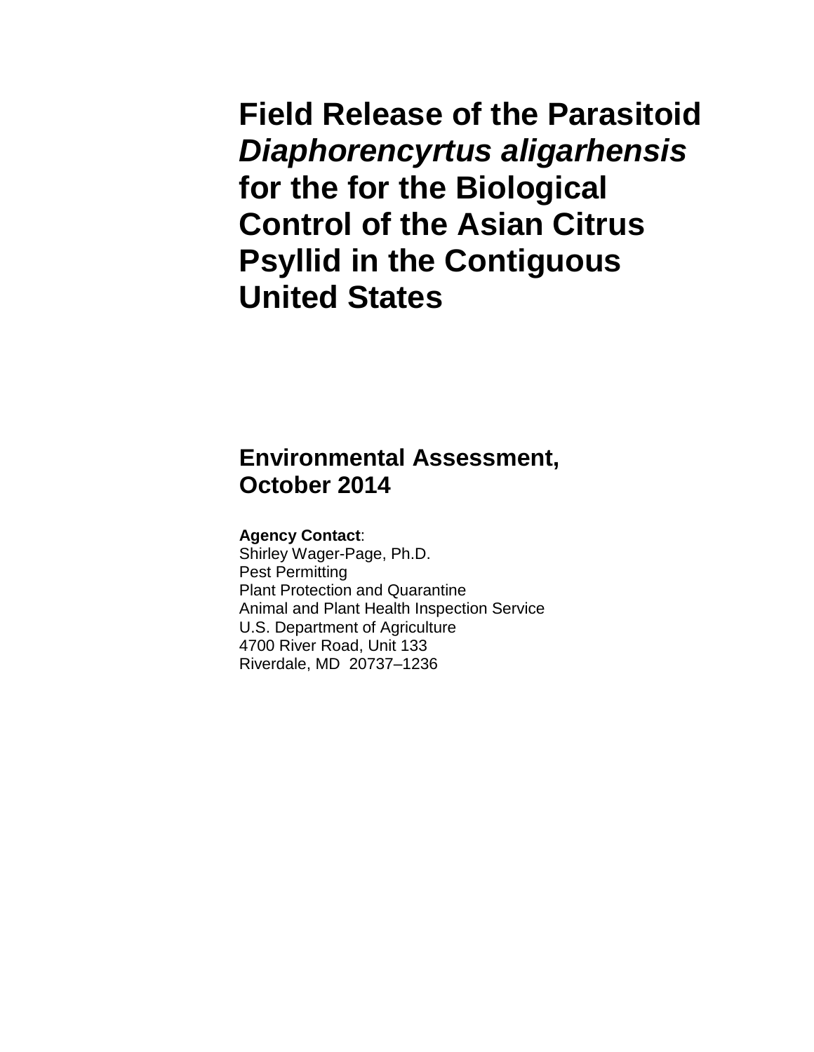# Field Release of the Parasitoid *Diaphorencyrtus aligarhensis* for the for the Biological Control of the Asian Citrus Psyllid in the Contiguous United States

## Environmental Assessment, October 2014

**Agency Contact**:
Shirley Wager-Page, Ph.D.
Pest Permitting
Plant Protection and Quarantine
Animal and Plant Health Inspection Service
U.S. Department of Agriculture
4700 River Road, Unit 133
Riverdale, MD 20737–1236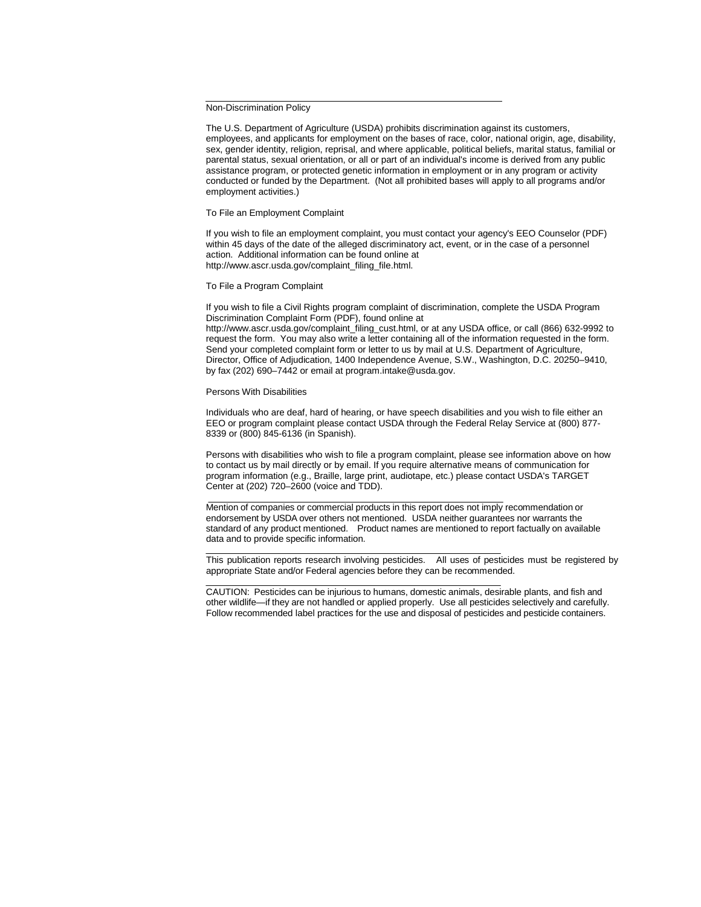## Non-Discrimination Policy

The U.S. Department of Agriculture (USDA) prohibits discrimination against its customers, employees, and applicants for employment on the bases of race, color, national origin, age, disability, sex, gender identity, religion, reprisal, and where applicable, political beliefs, marital status, familial or parental status, sexual orientation, or all or part of an individual's income is derived from any public assistance program, or protected genetic information in employment or in any program or activity conducted or funded by the Department. (Not all prohibited bases will apply to all programs and/or employment activities.)

### To File an Employment Complaint

If you wish to file an employment complaint, you must contact your agency's EEO Counselor (PDF) within 45 days of the date of the alleged discriminatory act, event, or in the case of a personnel action. Additional information can be found online at http://www.ascr.usda.gov/complaint_filing_file.html.

### To File a Program Complaint

If you wish to file a Civil Rights program complaint of discrimination, complete the USDA Program Discrimination Complaint Form (PDF), found online at http://www.ascr.usda.gov/complaint_filing_cust.html, or at any USDA office, or call (866) 632-9992 to request the form. You may also write a letter containing all of the information requested in the form. Send your completed complaint form or letter to us by mail at U.S. Department of Agriculture, Director, Office of Adjudication, 1400 Independence Avenue, S.W., Washington, D.C. 20250–9410, by fax (202) 690–7442 or email at program.intake@usda.gov.

### Persons With Disabilities

Individuals who are deaf, hard of hearing, or have speech disabilities and you wish to file either an EEO or program complaint please contact USDA through the Federal Relay Service at (800) 877-8339 or (800) 845-6136 (in Spanish).

Persons with disabilities who wish to file a program complaint, please see information above on how to contact us by mail directly or by email. If you require alternative means of communication for program information (e.g., Braille, large print, audiotape, etc.) please contact USDA's TARGET Center at (202) 720–2600 (voice and TDD).

---

Mention of companies or commercial products in this report does not imply recommendation or endorsement by USDA over others not mentioned. USDA neither guarantees nor warrants the standard of any product mentioned. Product names are mentioned to report factually on available data and to provide specific information.

---

This publication reports research involving pesticides. All uses of pesticides must be registered by appropriate State and/or Federal agencies before they can be recommended.

---

CAUTION: Pesticides can be injurious to humans, domestic animals, desirable plants, and fish and other wildlife—if they are not handled or applied properly. Use all pesticides selectively and carefully. Follow recommended label practices for the use and disposal of pesticides and pesticide containers.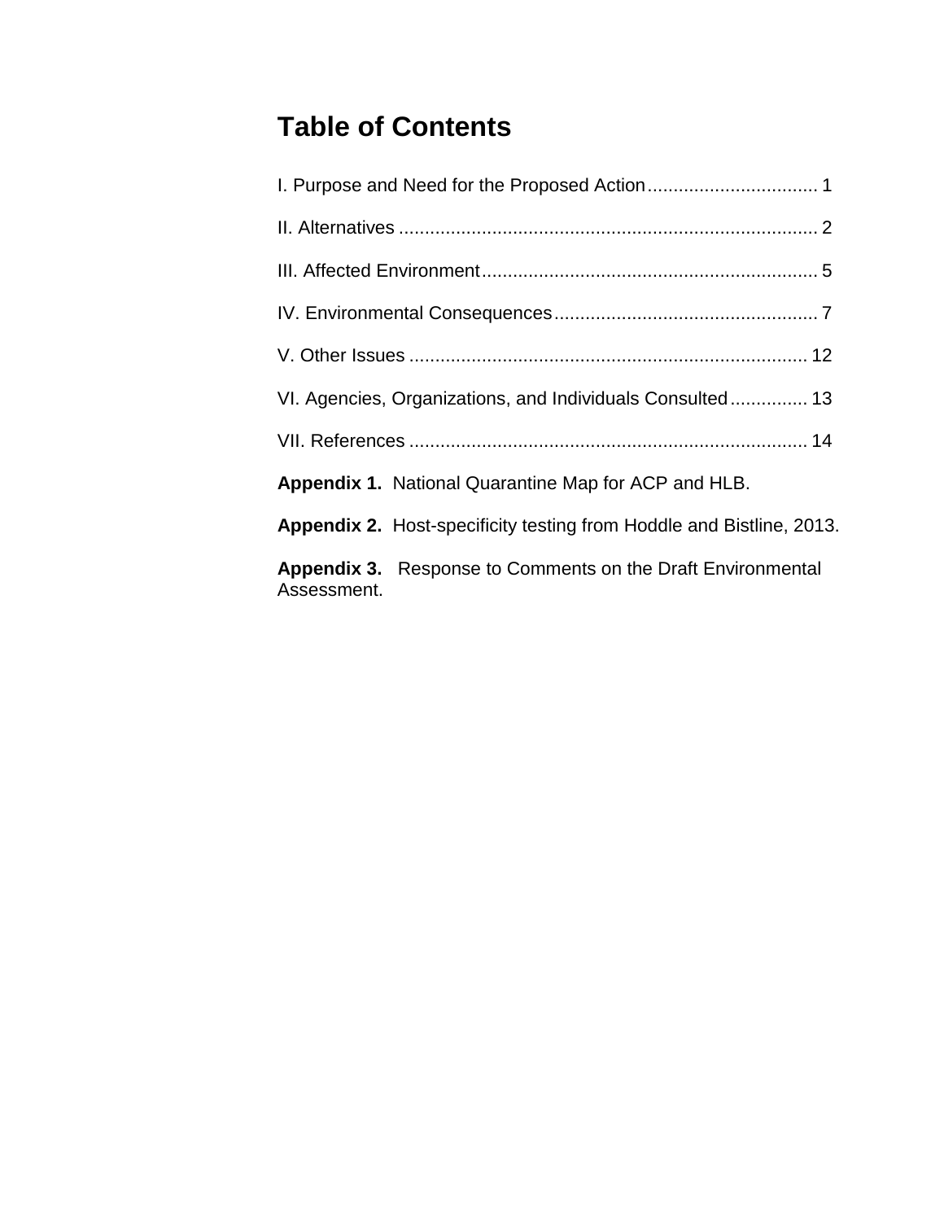# Table of Contents

I. Purpose and Need for the Proposed Action ................................. 1

II. Alternatives ................................................................................ 2

III. Affected Environment ................................................................ 5

IV. Environmental Consequences ................................................... 7

V. Other Issues ............................................................................ 12

VI. Agencies, Organizations, and Individuals Consulted ............... 13

VII. References ............................................................................ 14

**Appendix 1.** National Quarantine Map for ACP and HLB.

**Appendix 2.** Host-specificity testing from Hoddle and Bistline, 2013.

**Appendix 3.** Response to Comments on the Draft Environmental Assessment.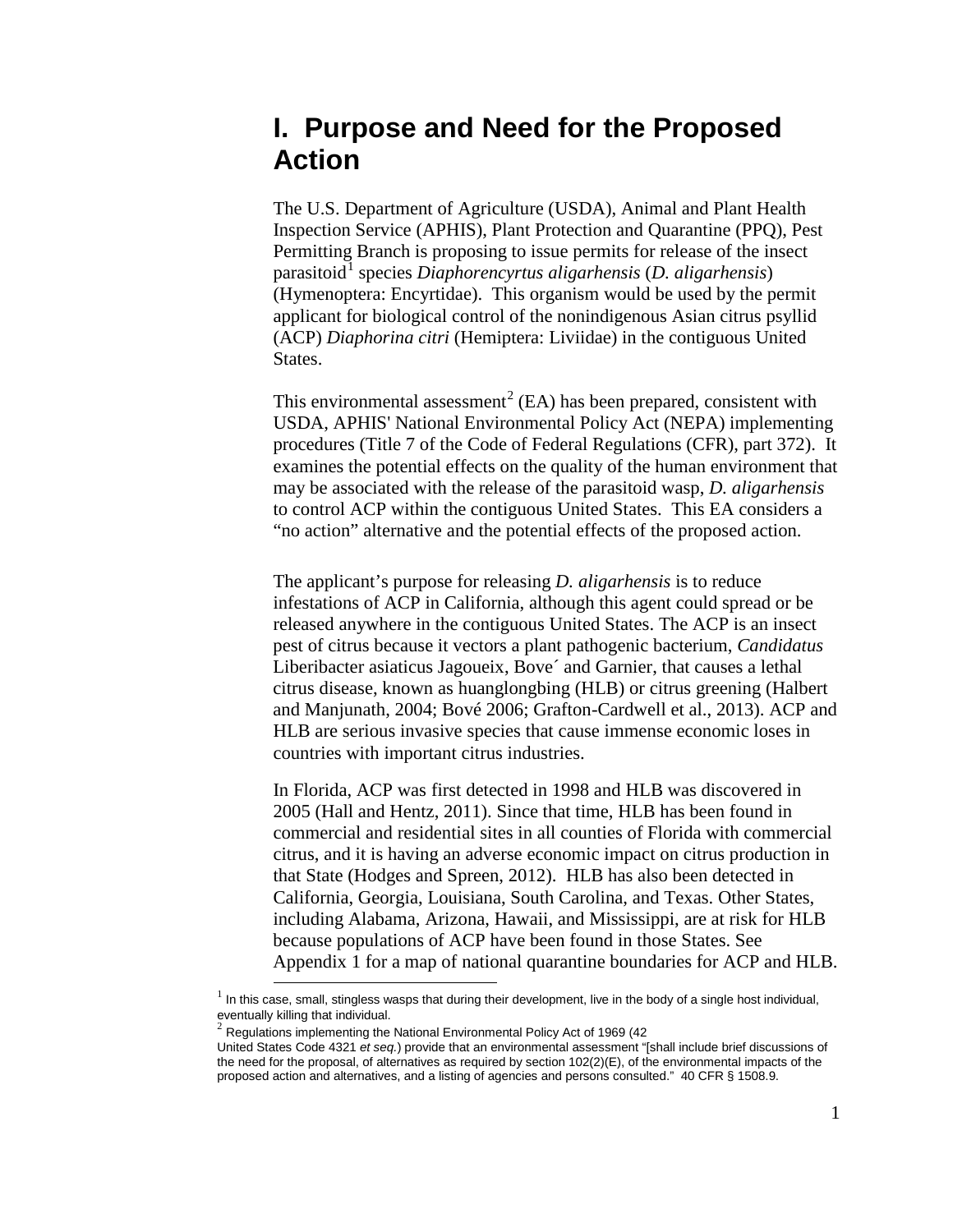# I. Purpose and Need for the Proposed Action

The U.S. Department of Agriculture (USDA), Animal and Plant Health Inspection Service (APHIS), Plant Protection and Quarantine (PPQ), Pest Permitting Branch is proposing to issue permits for release of the insect parasitoid[1] species *Diaphorencyrtus aligarhensis* (*D. aligarhensis*) (Hymenoptera: Encyrtidae). This organism would be used by the permit applicant for biological control of the nonindigenous Asian citrus psyllid (ACP) *Diaphorina citri* (Hemiptera: Liviidae) in the contiguous United States.

This environmental assessment[2] (EA) has been prepared, consistent with USDA, APHIS' National Environmental Policy Act (NEPA) implementing procedures (Title 7 of the Code of Federal Regulations (CFR), part 372). It examines the potential effects on the quality of the human environment that may be associated with the release of the parasitoid wasp, *D. aligarhensis* to control ACP within the contiguous United States. This EA considers a "no action" alternative and the potential effects of the proposed action.

The applicant's purpose for releasing *D. aligarhensis* is to reduce infestations of ACP in California, although this agent could spread or be released anywhere in the contiguous United States. The ACP is an insect pest of citrus because it vectors a plant pathogenic bacterium, *Candidatus* Liberibacter asiaticus Jagoueix, Bove´ and Garnier, that causes a lethal citrus disease, known as huanglongbing (HLB) or citrus greening (Halbert and Manjunath, 2004; Bové 2006; Grafton-Cardwell et al., 2013). ACP and HLB are serious invasive species that cause immense economic loses in countries with important citrus industries.

In Florida, ACP was first detected in 1998 and HLB was discovered in 2005 (Hall and Hentz, 2011). Since that time, HLB has been found in commercial and residential sites in all counties of Florida with commercial citrus, and it is having an adverse economic impact on citrus production in that State (Hodges and Spreen, 2012). HLB has also been detected in California, Georgia, Louisiana, South Carolina, and Texas. Other States, including Alabama, Arizona, Hawaii, and Mississippi, are at risk for HLB because populations of ACP have been found in those States. See Appendix 1 for a map of national quarantine boundaries for ACP and HLB.

---

[1] In this case, small, stingless wasps that during their development, live in the body of a single host individual, eventually killing that individual.

[2] Regulations implementing the National Environmental Policy Act of 1969 (42 United States Code 4321 *et seq.*) provide that an environmental assessment "[shall include brief discussions of the need for the proposal, of alternatives as required by section 102(2)(E), of the environmental impacts of the proposed action and alternatives, and a listing of agencies and persons consulted." 40 CFR § 1508.9.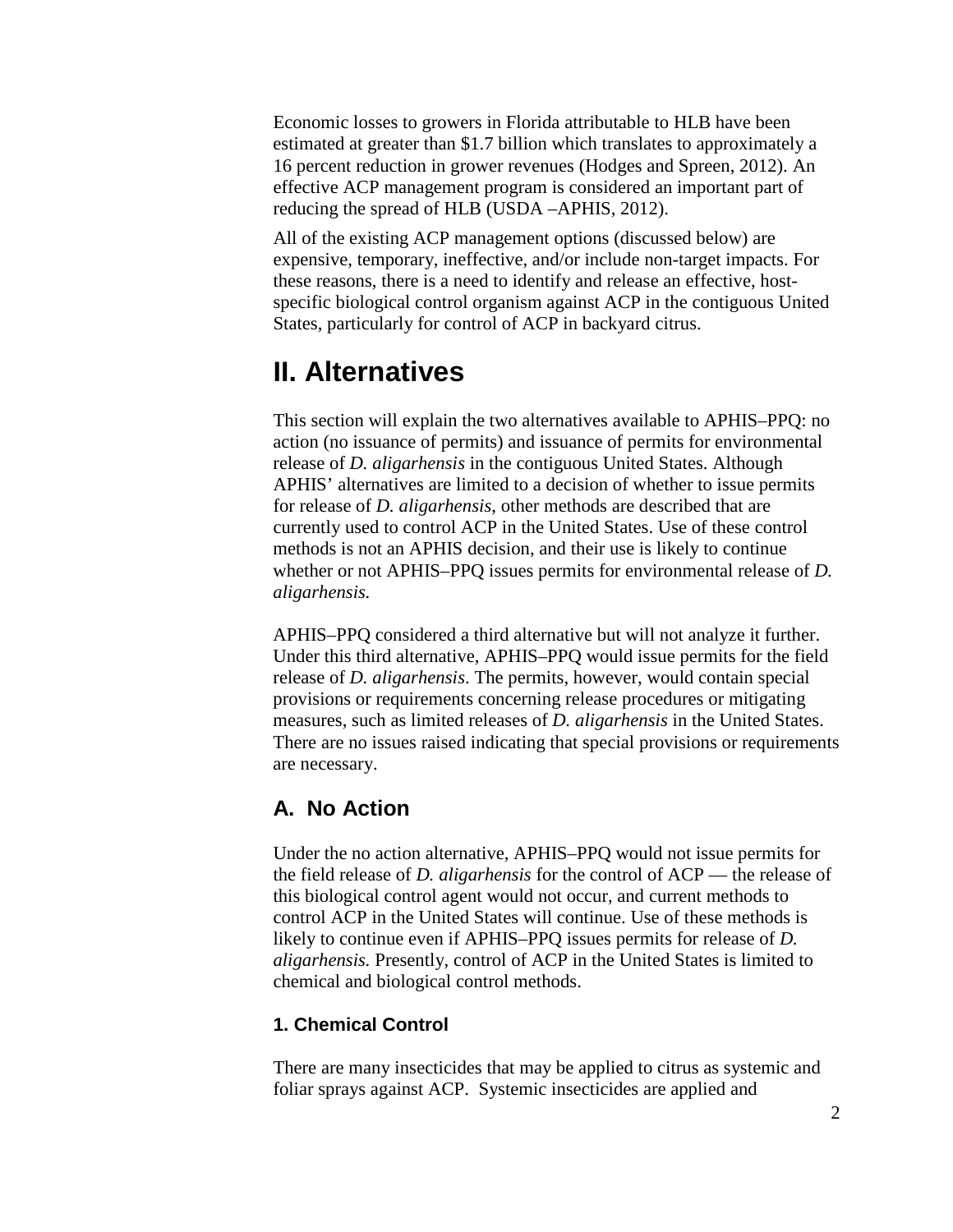Economic losses to growers in Florida attributable to HLB have been estimated at greater than $1.7 billion which translates to approximately a 16 percent reduction in grower revenues (Hodges and Spreen, 2012). An effective ACP management program is considered an important part of reducing the spread of HLB (USDA –APHIS, 2012).

All of the existing ACP management options (discussed below) are expensive, temporary, ineffective, and/or include non-target impacts. For these reasons, there is a need to identify and release an effective, host-specific biological control organism against ACP in the contiguous United States, particularly for control of ACP in backyard citrus.

# II. Alternatives

This section will explain the two alternatives available to APHIS–PPQ: no action (no issuance of permits) and issuance of permits for environmental release of *D. aligarhensis* in the contiguous United States. Although APHIS' alternatives are limited to a decision of whether to issue permits for release of *D. aligarhensis*, other methods are described that are currently used to control ACP in the United States. Use of these control methods is not an APHIS decision, and their use is likely to continue whether or not APHIS–PPQ issues permits for environmental release of *D. aligarhensis.*

APHIS–PPQ considered a third alternative but will not analyze it further. Under this third alternative, APHIS–PPQ would issue permits for the field release of *D. aligarhensis*. The permits, however, would contain special provisions or requirements concerning release procedures or mitigating measures, such as limited releases of *D. aligarhensis* in the United States. There are no issues raised indicating that special provisions or requirements are necessary.

## A. No Action

Under the no action alternative, APHIS–PPQ would not issue permits for the field release of *D. aligarhensis* for the control of ACP — the release of this biological control agent would not occur, and current methods to control ACP in the United States will continue. Use of these methods is likely to continue even if APHIS–PPQ issues permits for release of *D. aligarhensis.* Presently, control of ACP in the United States is limited to chemical and biological control methods.

### 1. Chemical Control

There are many insecticides that may be applied to citrus as systemic and foliar sprays against ACP. Systemic insecticides are applied and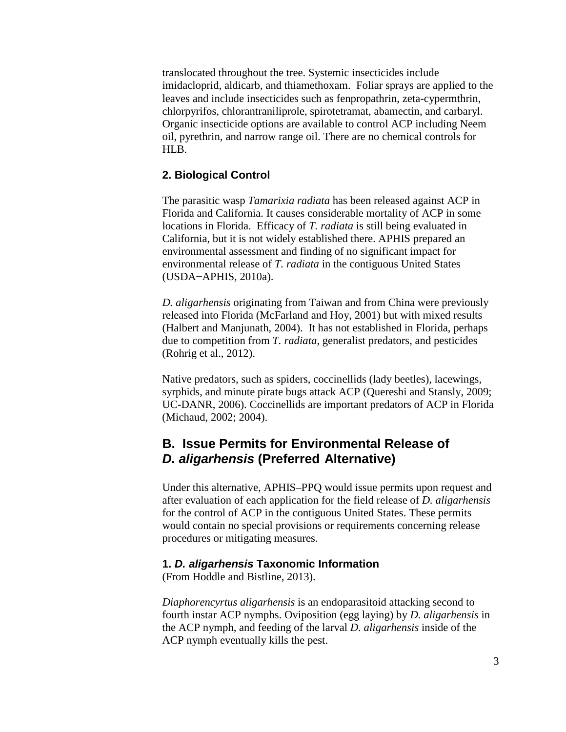translocated throughout the tree. Systemic insecticides include imidacloprid, aldicarb, and thiamethoxam. Foliar sprays are applied to the leaves and include insecticides such as fenpropathrin, zeta-cypermthrin, chlorpyrifos, chlorantraniliprole, spirotetramat, abamectin, and carbaryl. Organic insecticide options are available to control ACP including Neem oil, pyrethrin, and narrow range oil. There are no chemical controls for HLB.

### 2. Biological Control

The parasitic wasp *Tamarixia radiata* has been released against ACP in Florida and California. It causes considerable mortality of ACP in some locations in Florida. Efficacy of *T. radiata* is still being evaluated in California, but it is not widely established there. APHIS prepared an environmental assessment and finding of no significant impact for environmental release of *T. radiata* in the contiguous United States (USDA−APHIS, 2010a).

*D. aligarhensis* originating from Taiwan and from China were previously released into Florida (McFarland and Hoy, 2001) but with mixed results (Halbert and Manjunath, 2004). It has not established in Florida, perhaps due to competition from *T. radiata*, generalist predators, and pesticides (Rohrig et al., 2012).

Native predators, such as spiders, coccinellids (lady beetles), lacewings, syrphids, and minute pirate bugs attack ACP (Quereshi and Stansly, 2009; UC-DANR, 2006). Coccinellids are important predators of ACP in Florida (Michaud, 2002; 2004).

## B. Issue Permits for Environmental Release of *D. aligarhensis* (Preferred Alternative)

Under this alternative, APHIS–PPQ would issue permits upon request and after evaluation of each application for the field release of *D. aligarhensis* for the control of ACP in the contiguous United States. These permits would contain no special provisions or requirements concerning release procedures or mitigating measures.

### 1. *D. aligarhensis* Taxonomic Information

(From Hoddle and Bistline, 2013).

*Diaphorencyrtus aligarhensis* is an endoparasitoid attacking second to fourth instar ACP nymphs. Oviposition (egg laying) by *D. aligarhensis* in the ACP nymph, and feeding of the larval *D. aligarhensis* inside of the ACP nymph eventually kills the pest.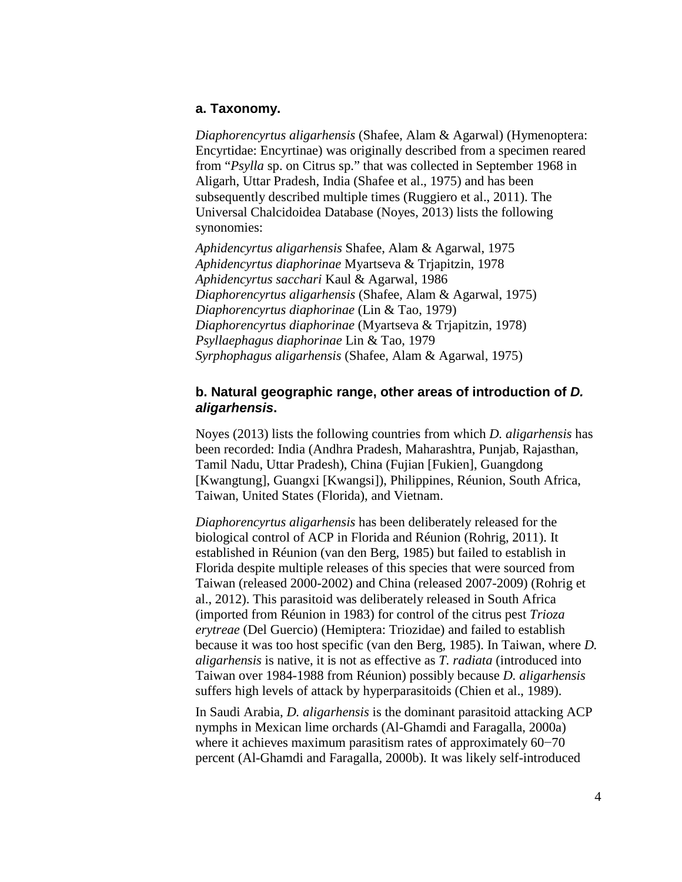### a. Taxonomy.

*Diaphorencyrtus aligarhensis* (Shafee, Alam & Agarwal) (Hymenoptera: Encyrtidae: Encyrtinae) was originally described from a specimen reared from "*Psylla* sp. on Citrus sp." that was collected in September 1968 in Aligarh, Uttar Pradesh, India (Shafee et al., 1975) and has been subsequently described multiple times (Ruggiero et al., 2011). The Universal Chalcidoidea Database (Noyes, 2013) lists the following synonomies:

*Aphidencyrtus aligarhensis* Shafee, Alam & Agarwal, 1975
*Aphidencyrtus diaphorinae* Myartseva & Trjapitzin, 1978
*Aphidencyrtus sacchari* Kaul & Agarwal, 1986
*Diaphorencyrtus aligarhensis* (Shafee, Alam & Agarwal, 1975)
*Diaphorencyrtus diaphorinae* (Lin & Tao, 1979)
*Diaphorencyrtus diaphorinae* (Myartseva & Trjapitzin, 1978)
*Psyllaephagus diaphorinae* Lin & Tao, 1979
*Syrphophagus aligarhensis* (Shafee, Alam & Agarwal, 1975)

### b. Natural geographic range, other areas of introduction of *D. aligarhensis*.

Noyes (2013) lists the following countries from which *D. aligarhensis* has been recorded: India (Andhra Pradesh, Maharashtra, Punjab, Rajasthan, Tamil Nadu, Uttar Pradesh), China (Fujian [Fukien], Guangdong [Kwangtung], Guangxi [Kwangsi]), Philippines, Réunion, South Africa, Taiwan, United States (Florida), and Vietnam.

*Diaphorencyrtus aligarhensis* has been deliberately released for the biological control of ACP in Florida and Réunion (Rohrig, 2011). It established in Réunion (van den Berg, 1985) but failed to establish in Florida despite multiple releases of this species that were sourced from Taiwan (released 2000-2002) and China (released 2007-2009) (Rohrig et al., 2012). This parasitoid was deliberately released in South Africa (imported from Réunion in 1983) for control of the citrus pest *Trioza erytreae* (Del Guercio) (Hemiptera: Triozidae) and failed to establish because it was too host specific (van den Berg, 1985). In Taiwan, where *D. aligarhensis* is native, it is not as effective as *T. radiata* (introduced into Taiwan over 1984-1988 from Réunion) possibly because *D. aligarhensis* suffers high levels of attack by hyperparasitoids (Chien et al., 1989).

In Saudi Arabia, *D. aligarhensis* is the dominant parasitoid attacking ACP nymphs in Mexican lime orchards (Al-Ghamdi and Faragalla, 2000a) where it achieves maximum parasitism rates of approximately 60−70 percent (Al-Ghamdi and Faragalla, 2000b). It was likely self-introduced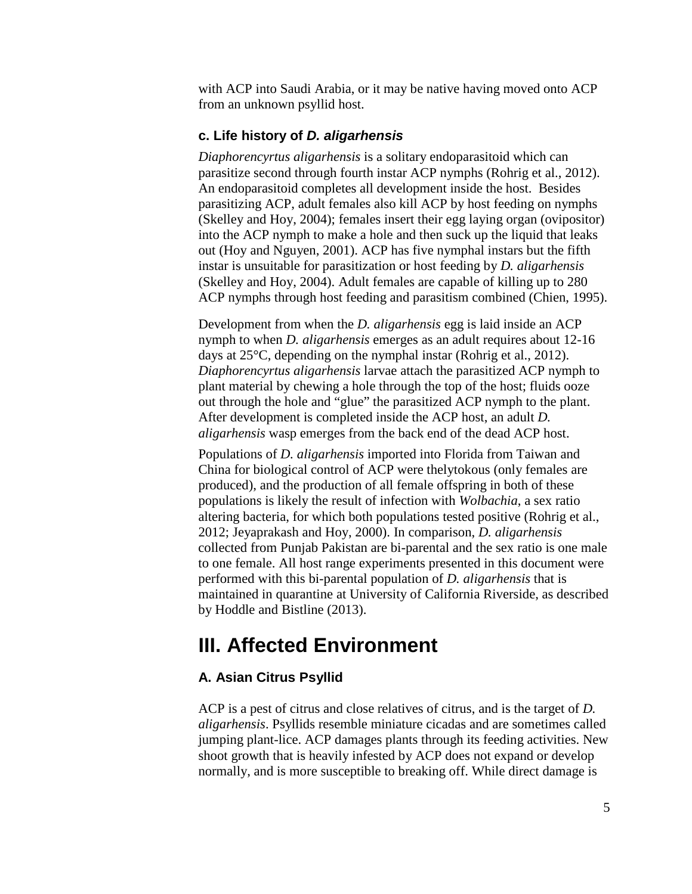with ACP into Saudi Arabia, or it may be native having moved onto ACP from an unknown psyllid host.

### c. Life history of *D. aligarhensis*

*Diaphorencyrtus aligarhensis* is a solitary endoparasitoid which can parasitize second through fourth instar ACP nymphs (Rohrig et al., 2012). An endoparasitoid completes all development inside the host. Besides parasitizing ACP, adult females also kill ACP by host feeding on nymphs (Skelley and Hoy, 2004); females insert their egg laying organ (ovipositor) into the ACP nymph to make a hole and then suck up the liquid that leaks out (Hoy and Nguyen, 2001). ACP has five nymphal instars but the fifth instar is unsuitable for parasitization or host feeding by *D. aligarhensis* (Skelley and Hoy, 2004). Adult females are capable of killing up to 280 ACP nymphs through host feeding and parasitism combined (Chien, 1995).

Development from when the *D. aligarhensis* egg is laid inside an ACP nymph to when *D. aligarhensis* emerges as an adult requires about 12-16 days at 25°C, depending on the nymphal instar (Rohrig et al., 2012). *Diaphorencyrtus aligarhensis* larvae attach the parasitized ACP nymph to plant material by chewing a hole through the top of the host; fluids ooze out through the hole and "glue" the parasitized ACP nymph to the plant. After development is completed inside the ACP host, an adult *D. aligarhensis* wasp emerges from the back end of the dead ACP host.

Populations of *D. aligarhensis* imported into Florida from Taiwan and China for biological control of ACP were thelytokous (only females are produced), and the production of all female offspring in both of these populations is likely the result of infection with *Wolbachia*, a sex ratio altering bacteria, for which both populations tested positive (Rohrig et al., 2012; Jeyaprakash and Hoy, 2000). In comparison, *D. aligarhensis* collected from Punjab Pakistan are bi-parental and the sex ratio is one male to one female. All host range experiments presented in this document were performed with this bi-parental population of *D. aligarhensis* that is maintained in quarantine at University of California Riverside, as described by Hoddle and Bistline (2013).

# III. Affected Environment

## A. Asian Citrus Psyllid

ACP is a pest of citrus and close relatives of citrus, and is the target of *D. aligarhensis*. Psyllids resemble miniature cicadas and are sometimes called jumping plant-lice. ACP damages plants through its feeding activities. New shoot growth that is heavily infested by ACP does not expand or develop normally, and is more susceptible to breaking off. While direct damage is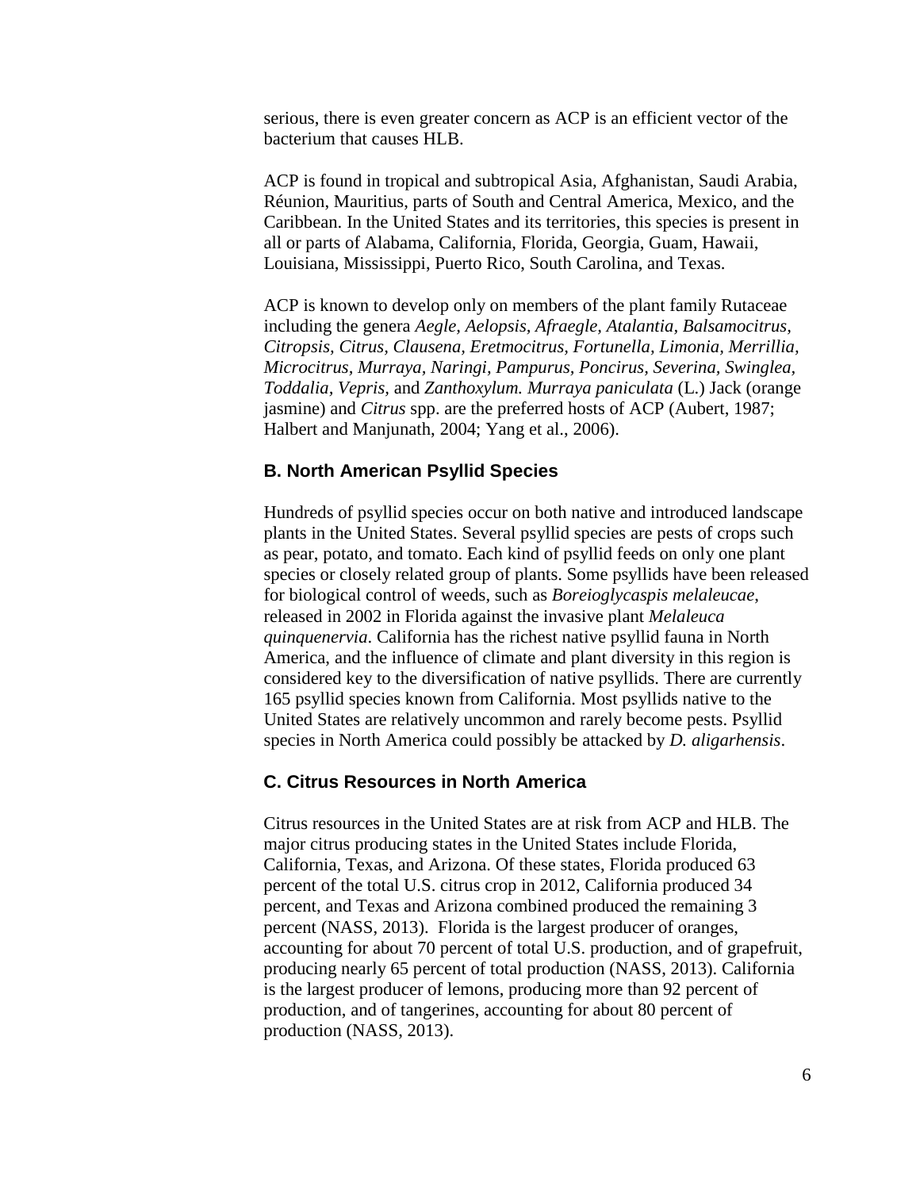serious, there is even greater concern as ACP is an efficient vector of the bacterium that causes HLB.

ACP is found in tropical and subtropical Asia, Afghanistan, Saudi Arabia, Réunion, Mauritius, parts of South and Central America, Mexico, and the Caribbean. In the United States and its territories, this species is present in all or parts of Alabama, California, Florida, Georgia, Guam, Hawaii, Louisiana, Mississippi, Puerto Rico, South Carolina, and Texas.

ACP is known to develop only on members of the plant family Rutaceae including the genera *Aegle, Aelopsis, Afraegle, Atalantia, Balsamocitrus, Citropsis, Citrus, Clausena, Eretmocitrus, Fortunella, Limonia, Merrillia, Microcitrus, Murraya, Naringi, Pampurus, Poncirus, Severina, Swinglea, Toddalia, Vepris,* and *Zanthoxylum. Murraya paniculata* (L.) Jack (orange jasmine) and *Citrus* spp. are the preferred hosts of ACP (Aubert, 1987; Halbert and Manjunath, 2004; Yang et al., 2006).

### B. North American Psyllid Species

Hundreds of psyllid species occur on both native and introduced landscape plants in the United States. Several psyllid species are pests of crops such as pear, potato, and tomato. Each kind of psyllid feeds on only one plant species or closely related group of plants. Some psyllids have been released for biological control of weeds, such as *Boreioglycaspis melaleucae*, released in 2002 in Florida against the invasive plant *Melaleuca quinquenervia*. California has the richest native psyllid fauna in North America, and the influence of climate and plant diversity in this region is considered key to the diversification of native psyllids. There are currently 165 psyllid species known from California. Most psyllids native to the United States are relatively uncommon and rarely become pests. Psyllid species in North America could possibly be attacked by *D. aligarhensis*.

### C. Citrus Resources in North America

Citrus resources in the United States are at risk from ACP and HLB. The major citrus producing states in the United States include Florida, California, Texas, and Arizona. Of these states, Florida produced 63 percent of the total U.S. citrus crop in 2012, California produced 34 percent, and Texas and Arizona combined produced the remaining 3 percent (NASS, 2013). Florida is the largest producer of oranges, accounting for about 70 percent of total U.S. production, and of grapefruit, producing nearly 65 percent of total production (NASS, 2013). California is the largest producer of lemons, producing more than 92 percent of production, and of tangerines, accounting for about 80 percent of production (NASS, 2013).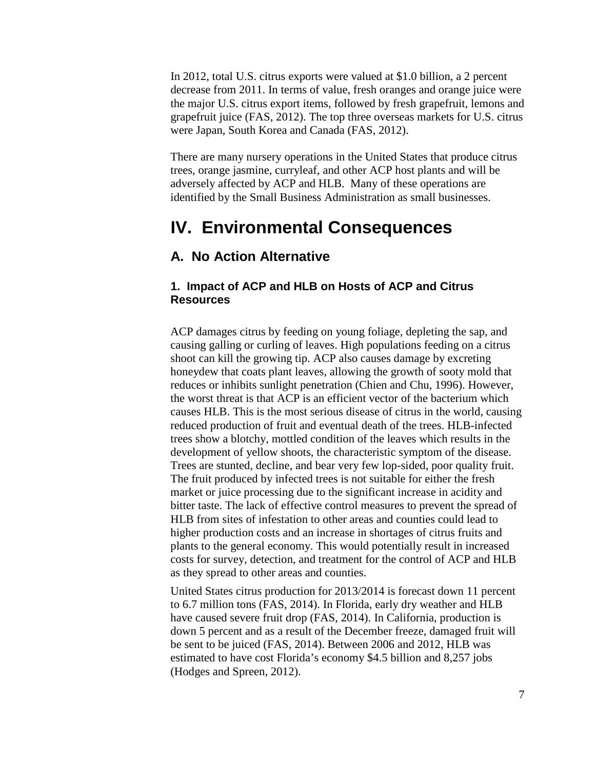In 2012, total U.S. citrus exports were valued at $1.0 billion, a 2 percent decrease from 2011. In terms of value, fresh oranges and orange juice were the major U.S. citrus export items, followed by fresh grapefruit, lemons and grapefruit juice (FAS, 2012). The top three overseas markets for U.S. citrus were Japan, South Korea and Canada (FAS, 2012).

There are many nursery operations in the United States that produce citrus trees, orange jasmine, curryleaf, and other ACP host plants and will be adversely affected by ACP and HLB. Many of these operations are identified by the Small Business Administration as small businesses.

# IV. Environmental Consequences

## A. No Action Alternative

### 1. Impact of ACP and HLB on Hosts of ACP and Citrus Resources

ACP damages citrus by feeding on young foliage, depleting the sap, and causing galling or curling of leaves. High populations feeding on a citrus shoot can kill the growing tip. ACP also causes damage by excreting honeydew that coats plant leaves, allowing the growth of sooty mold that reduces or inhibits sunlight penetration (Chien and Chu, 1996). However, the worst threat is that ACP is an efficient vector of the bacterium which causes HLB. This is the most serious disease of citrus in the world, causing reduced production of fruit and eventual death of the trees. HLB-infected trees show a blotchy, mottled condition of the leaves which results in the development of yellow shoots, the characteristic symptom of the disease. Trees are stunted, decline, and bear very few lop-sided, poor quality fruit. The fruit produced by infected trees is not suitable for either the fresh market or juice processing due to the significant increase in acidity and bitter taste. The lack of effective control measures to prevent the spread of HLB from sites of infestation to other areas and counties could lead to higher production costs and an increase in shortages of citrus fruits and plants to the general economy. This would potentially result in increased costs for survey, detection, and treatment for the control of ACP and HLB as they spread to other areas and counties.

United States citrus production for 2013/2014 is forecast down 11 percent to 6.7 million tons (FAS, 2014). In Florida, early dry weather and HLB have caused severe fruit drop (FAS, 2014). In California, production is down 5 percent and as a result of the December freeze, damaged fruit will be sent to be juiced (FAS, 2014). Between 2006 and 2012, HLB was estimated to have cost Florida's economy $4.5 billion and 8,257 jobs (Hodges and Spreen, 2012).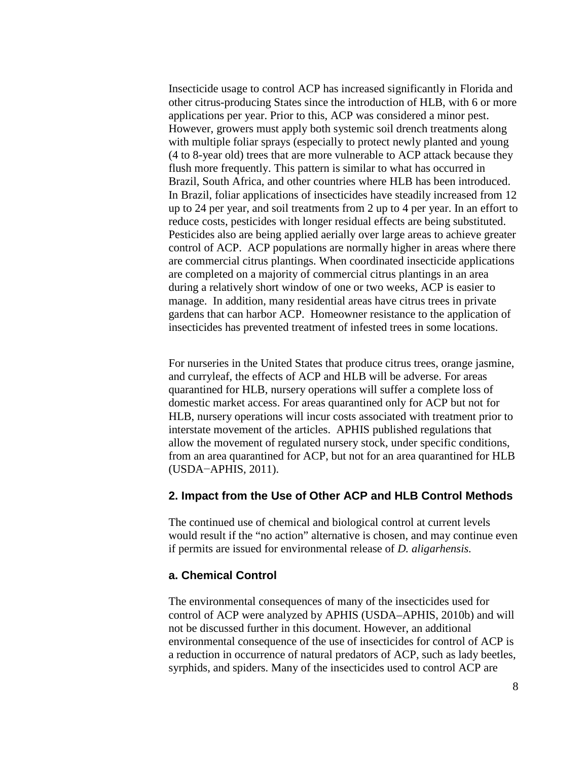Insecticide usage to control ACP has increased significantly in Florida and other citrus-producing States since the introduction of HLB, with 6 or more applications per year. Prior to this, ACP was considered a minor pest. However, growers must apply both systemic soil drench treatments along with multiple foliar sprays (especially to protect newly planted and young (4 to 8-year old) trees that are more vulnerable to ACP attack because they flush more frequently. This pattern is similar to what has occurred in Brazil, South Africa, and other countries where HLB has been introduced. In Brazil, foliar applications of insecticides have steadily increased from 12 up to 24 per year, and soil treatments from 2 up to 4 per year. In an effort to reduce costs, pesticides with longer residual effects are being substituted. Pesticides also are being applied aerially over large areas to achieve greater control of ACP. ACP populations are normally higher in areas where there are commercial citrus plantings. When coordinated insecticide applications are completed on a majority of commercial citrus plantings in an area during a relatively short window of one or two weeks, ACP is easier to manage. In addition, many residential areas have citrus trees in private gardens that can harbor ACP. Homeowner resistance to the application of insecticides has prevented treatment of infested trees in some locations.

For nurseries in the United States that produce citrus trees, orange jasmine, and curryleaf, the effects of ACP and HLB will be adverse. For areas quarantined for HLB, nursery operations will suffer a complete loss of domestic market access. For areas quarantined only for ACP but not for HLB, nursery operations will incur costs associated with treatment prior to interstate movement of the articles. APHIS published regulations that allow the movement of regulated nursery stock, under specific conditions, from an area quarantined for ACP, but not for an area quarantined for HLB (USDA−APHIS, 2011).

### 2. Impact from the Use of Other ACP and HLB Control Methods

The continued use of chemical and biological control at current levels would result if the "no action" alternative is chosen, and may continue even if permits are issued for environmental release of *D. aligarhensis.*

#### a. Chemical Control

The environmental consequences of many of the insecticides used for control of ACP were analyzed by APHIS (USDA–APHIS, 2010b) and will not be discussed further in this document. However, an additional environmental consequence of the use of insecticides for control of ACP is a reduction in occurrence of natural predators of ACP, such as lady beetles, syrphids, and spiders. Many of the insecticides used to control ACP are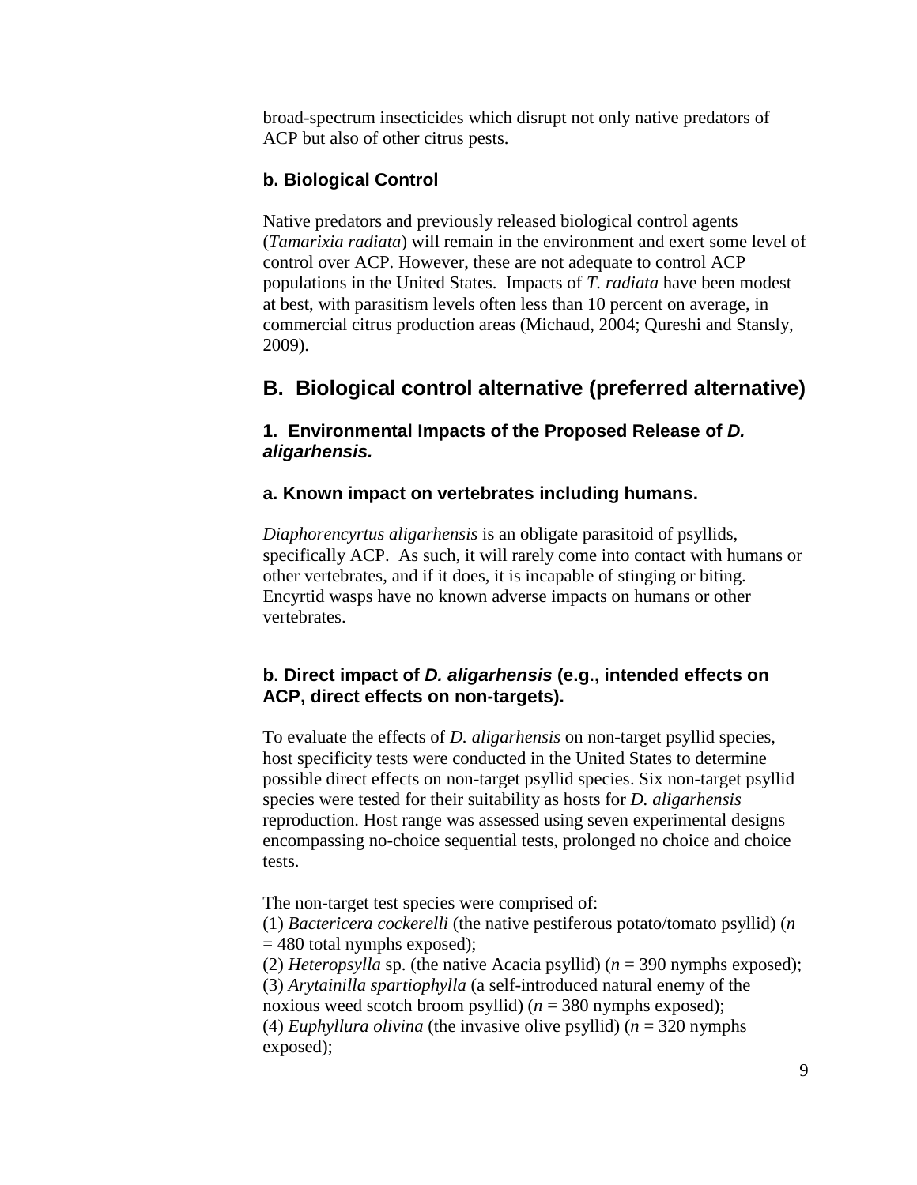broad-spectrum insecticides which disrupt not only native predators of ACP but also of other citrus pests.

#### b. Biological Control

Native predators and previously released biological control agents (*Tamarixia radiata*) will remain in the environment and exert some level of control over ACP. However, these are not adequate to control ACP populations in the United States. Impacts of *T. radiata* have been modest at best, with parasitism levels often less than 10 percent on average, in commercial citrus production areas (Michaud, 2004; Qureshi and Stansly, 2009).

## B. Biological control alternative (preferred alternative)

### 1. Environmental Impacts of the Proposed Release of *D. aligarhensis.*

#### a. Known impact on vertebrates including humans.

*Diaphorencyrtus aligarhensis* is an obligate parasitoid of psyllids, specifically ACP. As such, it will rarely come into contact with humans or other vertebrates, and if it does, it is incapable of stinging or biting. Encyrtid wasps have no known adverse impacts on humans or other vertebrates.

#### b. Direct impact of *D. aligarhensis* (e.g., intended effects on ACP, direct effects on non-targets).

To evaluate the effects of *D. aligarhensis* on non-target psyllid species, host specificity tests were conducted in the United States to determine possible direct effects on non-target psyllid species. Six non-target psyllid species were tested for their suitability as hosts for *D. aligarhensis* reproduction. Host range was assessed using seven experimental designs encompassing no-choice sequential tests, prolonged no choice and choice tests.

The non-target test species were comprised of:
(1) *Bactericera cockerelli* (the native pestiferous potato/tomato psyllid) ($n = 480$ total nymphs exposed);
(2) *Heteropsylla* sp. (the native Acacia psyllid) ($n = 390$ nymphs exposed);
(3) *Arytainilla spartiophylla* (a self-introduced natural enemy of the noxious weed scotch broom psyllid) ($n = 380$ nymphs exposed);
(4) *Euphyllura olivina* (the invasive olive psyllid) ($n = 320$ nymphs exposed);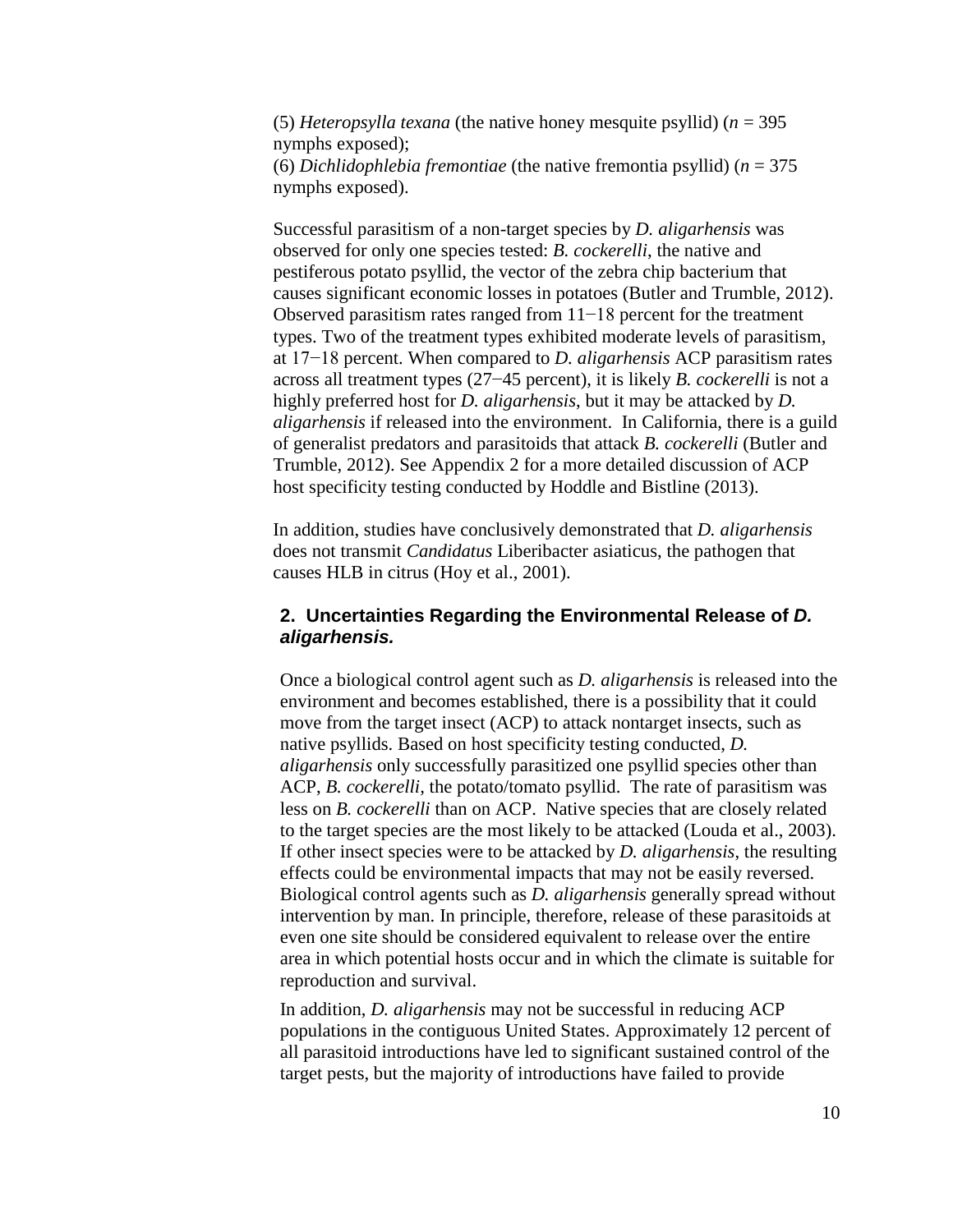(5) *Heteropsylla texana* (the native honey mesquite psyllid) (*n* = 395 nymphs exposed);
(6) *Dichlidophlebia fremontiae* (the native fremontia psyllid) (*n* = 375 nymphs exposed).

Successful parasitism of a non-target species by *D. aligarhensis* was observed for only one species tested: *B. cockerelli*, the native and pestiferous potato psyllid, the vector of the zebra chip bacterium that causes significant economic losses in potatoes (Butler and Trumble, 2012). Observed parasitism rates ranged from 11−18 percent for the treatment types. Two of the treatment types exhibited moderate levels of parasitism, at 17−18 percent. When compared to *D. aligarhensis* ACP parasitism rates across all treatment types (27−45 percent), it is likely *B. cockerelli* is not a highly preferred host for *D. aligarhensis*, but it may be attacked by *D. aligarhensis* if released into the environment. In California, there is a guild of generalist predators and parasitoids that attack *B. cockerelli* (Butler and Trumble, 2012). See Appendix 2 for a more detailed discussion of ACP host specificity testing conducted by Hoddle and Bistline (2013).

In addition, studies have conclusively demonstrated that *D. aligarhensis* does not transmit *Candidatus* Liberibacter asiaticus, the pathogen that causes HLB in citrus (Hoy et al., 2001).

## 2. Uncertainties Regarding the Environmental Release of *D. aligarhensis.*

Once a biological control agent such as *D. aligarhensis* is released into the environment and becomes established, there is a possibility that it could move from the target insect (ACP) to attack nontarget insects, such as native psyllids. Based on host specificity testing conducted, *D. aligarhensis* only successfully parasitized one psyllid species other than ACP, *B. cockerelli*, the potato/tomato psyllid. The rate of parasitism was less on *B. cockerelli* than on ACP. Native species that are closely related to the target species are the most likely to be attacked (Louda et al., 2003). If other insect species were to be attacked by *D. aligarhensis*, the resulting effects could be environmental impacts that may not be easily reversed. Biological control agents such as *D. aligarhensis* generally spread without intervention by man. In principle, therefore, release of these parasitoids at even one site should be considered equivalent to release over the entire area in which potential hosts occur and in which the climate is suitable for reproduction and survival.

In addition, *D. aligarhensis* may not be successful in reducing ACP populations in the contiguous United States. Approximately 12 percent of all parasitoid introductions have led to significant sustained control of the target pests, but the majority of introductions have failed to provide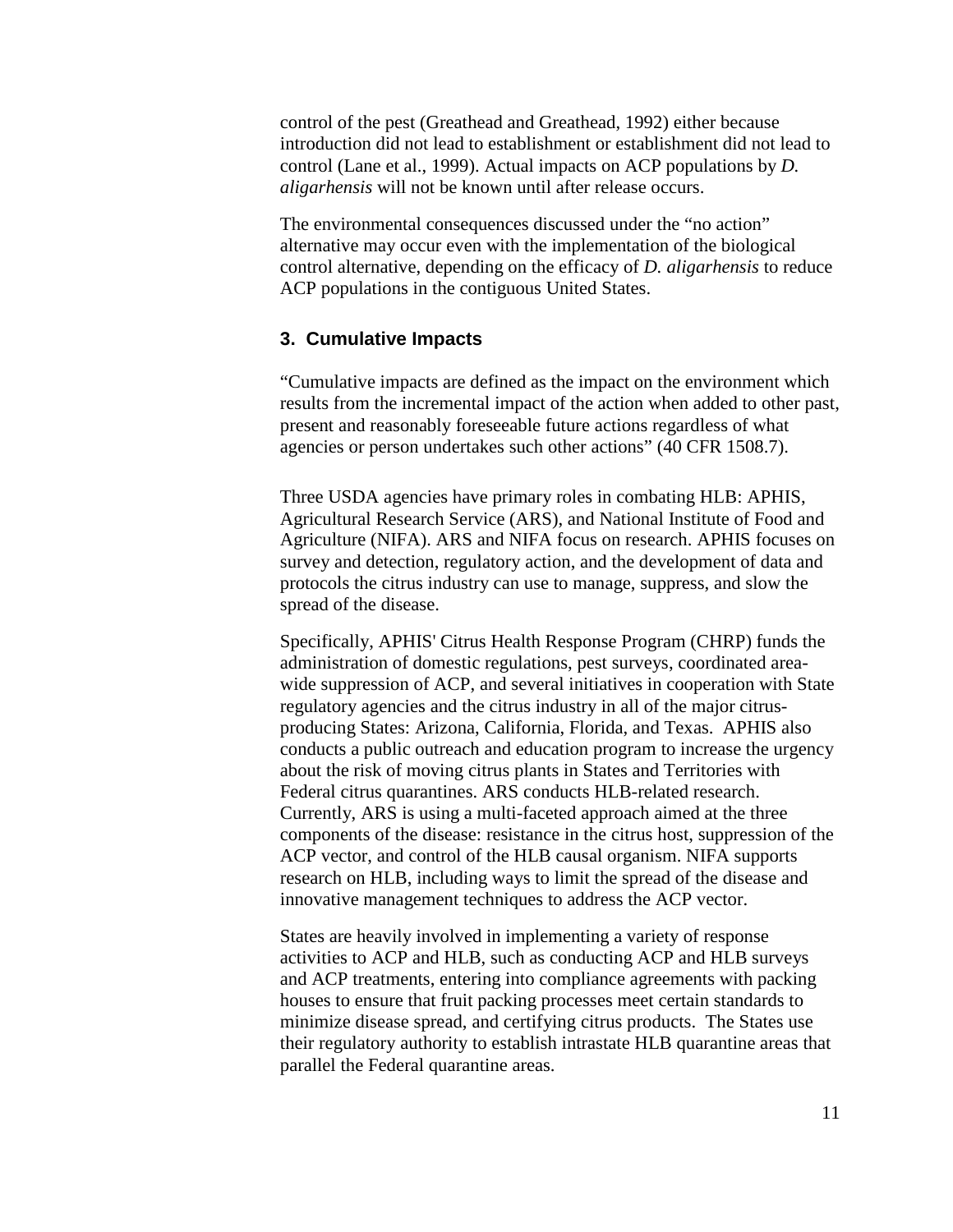control of the pest (Greathead and Greathead, 1992) either because introduction did not lead to establishment or establishment did not lead to control (Lane et al., 1999). Actual impacts on ACP populations by *D. aligarhensis* will not be known until after release occurs.

The environmental consequences discussed under the “no action” alternative may occur even with the implementation of the biological control alternative, depending on the efficacy of *D. aligarhensis* to reduce ACP populations in the contiguous United States.

### 3. Cumulative Impacts

“Cumulative impacts are defined as the impact on the environment which results from the incremental impact of the action when added to other past, present and reasonably foreseeable future actions regardless of what agencies or person undertakes such other actions” (40 CFR 1508.7).

Three USDA agencies have primary roles in combating HLB: APHIS, Agricultural Research Service (ARS), and National Institute of Food and Agriculture (NIFA). ARS and NIFA focus on research. APHIS focuses on survey and detection, regulatory action, and the development of data and protocols the citrus industry can use to manage, suppress, and slow the spread of the disease.

Specifically, APHIS' Citrus Health Response Program (CHRP) funds the administration of domestic regulations, pest surveys, coordinated area-wide suppression of ACP, and several initiatives in cooperation with State regulatory agencies and the citrus industry in all of the major citrus-producing States: Arizona, California, Florida, and Texas. APHIS also conducts a public outreach and education program to increase the urgency about the risk of moving citrus plants in States and Territories with Federal citrus quarantines. ARS conducts HLB-related research. Currently, ARS is using a multi-faceted approach aimed at the three components of the disease: resistance in the citrus host, suppression of the ACP vector, and control of the HLB causal organism. NIFA supports research on HLB, including ways to limit the spread of the disease and innovative management techniques to address the ACP vector.

States are heavily involved in implementing a variety of response activities to ACP and HLB, such as conducting ACP and HLB surveys and ACP treatments, entering into compliance agreements with packing houses to ensure that fruit packing processes meet certain standards to minimize disease spread, and certifying citrus products. The States use their regulatory authority to establish intrastate HLB quarantine areas that parallel the Federal quarantine areas.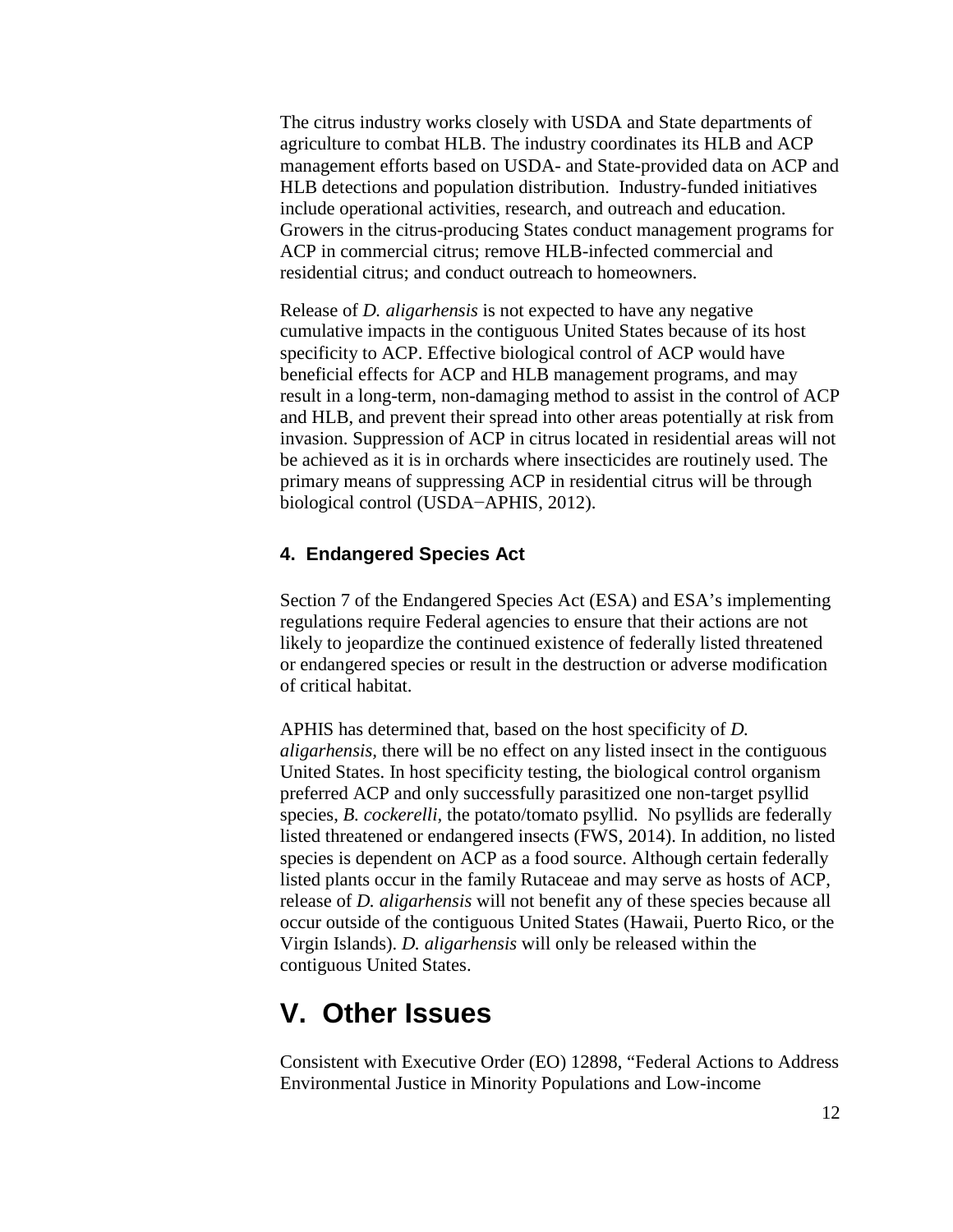The citrus industry works closely with USDA and State departments of agriculture to combat HLB. The industry coordinates its HLB and ACP management efforts based on USDA- and State-provided data on ACP and HLB detections and population distribution. Industry-funded initiatives include operational activities, research, and outreach and education. Growers in the citrus-producing States conduct management programs for ACP in commercial citrus; remove HLB-infected commercial and residential citrus; and conduct outreach to homeowners.

Release of *D. aligarhensis* is not expected to have any negative cumulative impacts in the contiguous United States because of its host specificity to ACP. Effective biological control of ACP would have beneficial effects for ACP and HLB management programs, and may result in a long-term, non-damaging method to assist in the control of ACP and HLB, and prevent their spread into other areas potentially at risk from invasion. Suppression of ACP in citrus located in residential areas will not be achieved as it is in orchards where insecticides are routinely used. The primary means of suppressing ACP in residential citrus will be through biological control (USDA−APHIS, 2012).

### 4. Endangered Species Act

Section 7 of the Endangered Species Act (ESA) and ESA's implementing regulations require Federal agencies to ensure that their actions are not likely to jeopardize the continued existence of federally listed threatened or endangered species or result in the destruction or adverse modification of critical habitat.

APHIS has determined that, based on the host specificity of *D. aligarhensis,* there will be no effect on any listed insect in the contiguous United States. In host specificity testing, the biological control organism preferred ACP and only successfully parasitized one non-target psyllid species, *B. cockerelli,* the potato/tomato psyllid. No psyllids are federally listed threatened or endangered insects (FWS, 2014). In addition, no listed species is dependent on ACP as a food source. Although certain federally listed plants occur in the family Rutaceae and may serve as hosts of ACP, release of *D. aligarhensis* will not benefit any of these species because all occur outside of the contiguous United States (Hawaii, Puerto Rico, or the Virgin Islands). *D. aligarhensis* will only be released within the contiguous United States.

## V. Other Issues

Consistent with Executive Order (EO) 12898, "Federal Actions to Address Environmental Justice in Minority Populations and Low-income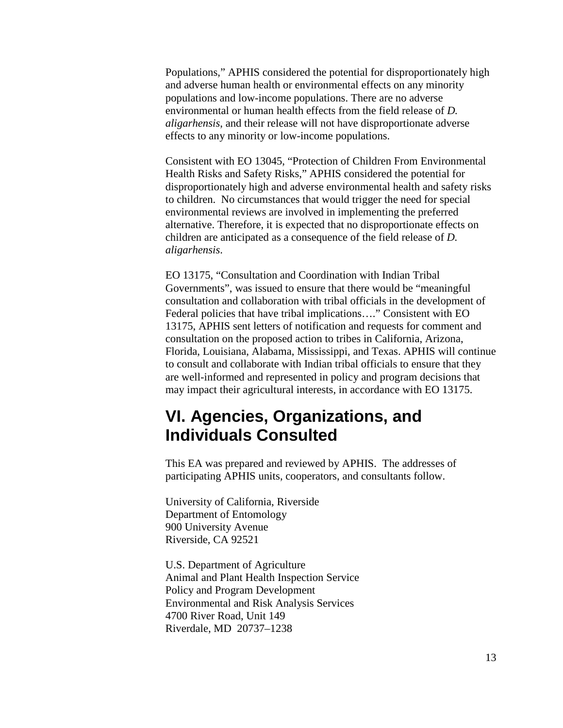Populations," APHIS considered the potential for disproportionately high and adverse human health or environmental effects on any minority populations and low-income populations. There are no adverse environmental or human health effects from the field release of *D. aligarhensis*, and their release will not have disproportionate adverse effects to any minority or low-income populations.

Consistent with EO 13045, "Protection of Children From Environmental Health Risks and Safety Risks," APHIS considered the potential for disproportionately high and adverse environmental health and safety risks to children. No circumstances that would trigger the need for special environmental reviews are involved in implementing the preferred alternative. Therefore, it is expected that no disproportionate effects on children are anticipated as a consequence of the field release of *D. aligarhensis*.

EO 13175, "Consultation and Coordination with Indian Tribal Governments", was issued to ensure that there would be "meaningful consultation and collaboration with tribal officials in the development of Federal policies that have tribal implications…." Consistent with EO 13175, APHIS sent letters of notification and requests for comment and consultation on the proposed action to tribes in California, Arizona, Florida, Louisiana, Alabama, Mississippi, and Texas. APHIS will continue to consult and collaborate with Indian tribal officials to ensure that they are well-informed and represented in policy and program decisions that may impact their agricultural interests, in accordance with EO 13175.

# VI. Agencies, Organizations, and Individuals Consulted

This EA was prepared and reviewed by APHIS. The addresses of participating APHIS units, cooperators, and consultants follow.

University of California, Riverside
Department of Entomology
900 University Avenue
Riverside, CA 92521

U.S. Department of Agriculture
Animal and Plant Health Inspection Service
Policy and Program Development
Environmental and Risk Analysis Services
4700 River Road, Unit 149
Riverdale, MD 20737–1238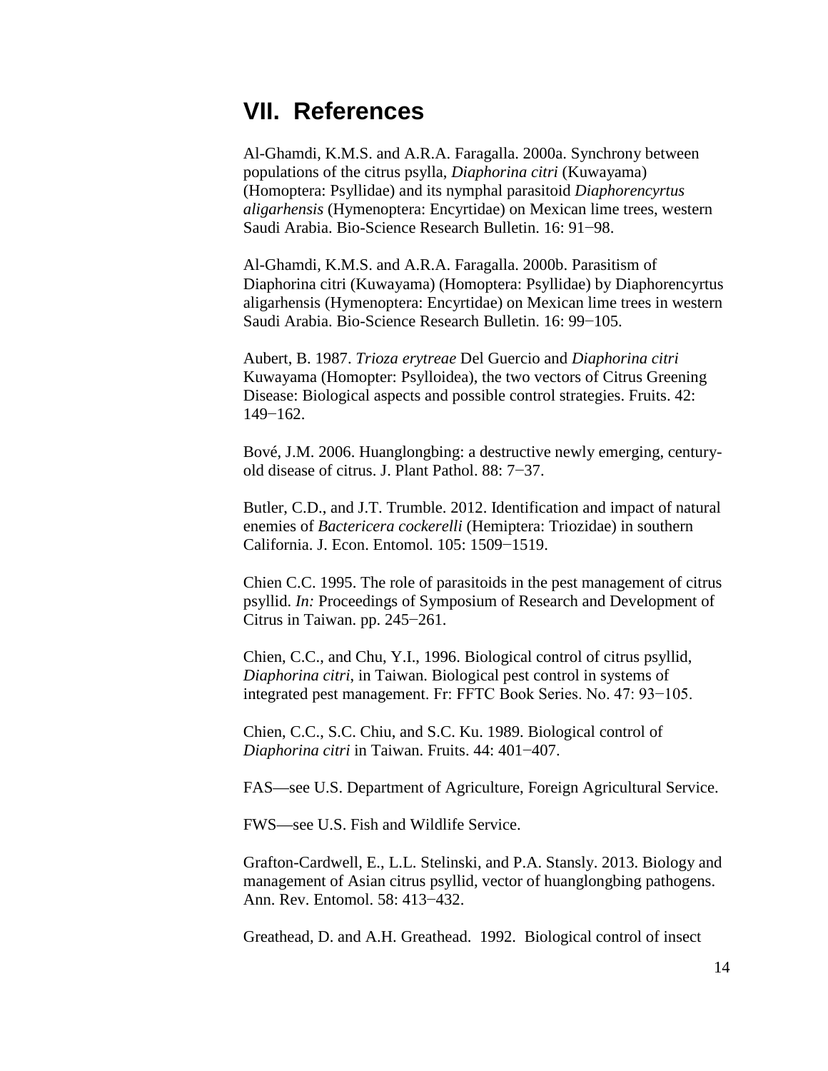## VII. References

Al-Ghamdi, K.M.S. and A.R.A. Faragalla. 2000a. Synchrony between populations of the citrus psylla, *Diaphorina citri* (Kuwayama) (Homoptera: Psyllidae) and its nymphal parasitoid *Diaphorencyrtus aligarhensis* (Hymenoptera: Encyrtidae) on Mexican lime trees, western Saudi Arabia. Bio-Science Research Bulletin. 16: 91−98.

Al-Ghamdi, K.M.S. and A.R.A. Faragalla. 2000b. Parasitism of Diaphorina citri (Kuwayama) (Homoptera: Psyllidae) by Diaphorencyrtus aligarhensis (Hymenoptera: Encyrtidae) on Mexican lime trees in western Saudi Arabia. Bio-Science Research Bulletin. 16: 99−105.

Aubert, B. 1987. *Trioza erytreae* Del Guercio and *Diaphorina citri* Kuwayama (Homopter: Psylloidea), the two vectors of Citrus Greening Disease: Biological aspects and possible control strategies. Fruits. 42: 149−162.

Bové, J.M. 2006. Huanglongbing: a destructive newly emerging, century-old disease of citrus. J. Plant Pathol. 88: 7−37.

Butler, C.D., and J.T. Trumble. 2012. Identification and impact of natural enemies of *Bactericera cockerelli* (Hemiptera: Triozidae) in southern California. J. Econ. Entomol. 105: 1509−1519.

Chien C.C. 1995. The role of parasitoids in the pest management of citrus psyllid. *In:* Proceedings of Symposium of Research and Development of Citrus in Taiwan. pp. 245−261.

Chien, C.C., and Chu, Y.I., 1996. Biological control of citrus psyllid, *Diaphorina citri*, in Taiwan. Biological pest control in systems of integrated pest management. Fr: FFTC Book Series. No. 47: 93−105.

Chien, C.C., S.C. Chiu, and S.C. Ku. 1989. Biological control of *Diaphorina citri* in Taiwan. Fruits. 44: 401−407.

FAS—see U.S. Department of Agriculture, Foreign Agricultural Service.

FWS—see U.S. Fish and Wildlife Service.

Grafton-Cardwell, E., L.L. Stelinski, and P.A. Stansly. 2013. Biology and management of Asian citrus psyllid, vector of huanglongbing pathogens. Ann. Rev. Entomol. 58: 413−432.

Greathead, D. and A.H. Greathead. 1992. Biological control of insect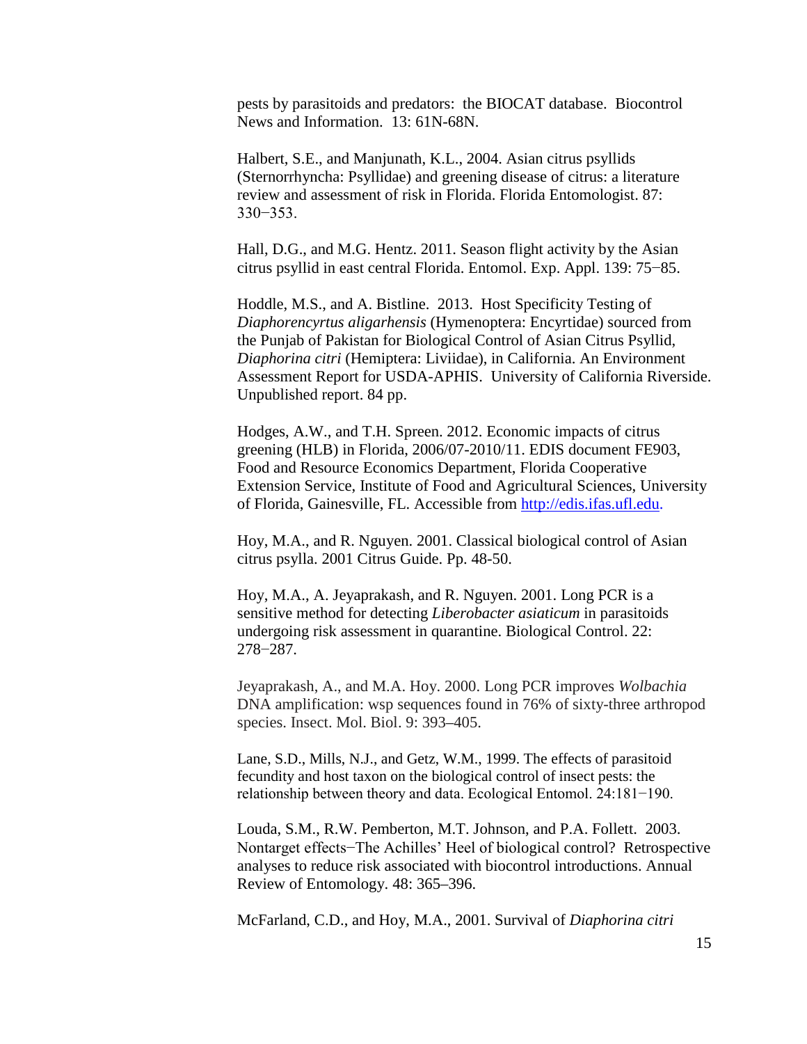pests by parasitoids and predators: the BIOCAT database. Biocontrol News and Information. 13: 61N-68N.

Halbert, S.E., and Manjunath, K.L., 2004. Asian citrus psyllids (Sternorrhyncha: Psyllidae) and greening disease of citrus: a literature review and assessment of risk in Florida. Florida Entomologist. 87: 330−353.

Hall, D.G., and M.G. Hentz. 2011. Season flight activity by the Asian citrus psyllid in east central Florida. Entomol. Exp. Appl. 139: 75−85.

Hoddle, M.S., and A. Bistline. 2013. Host Specificity Testing of *Diaphorencyrtus aligarhensis* (Hymenoptera: Encyrtidae) sourced from the Punjab of Pakistan for Biological Control of Asian Citrus Psyllid, *Diaphorina citri* (Hemiptera: Liviidae), in California. An Environment Assessment Report for USDA-APHIS. University of California Riverside. Unpublished report. 84 pp.

Hodges, A.W., and T.H. Spreen. 2012. Economic impacts of citrus greening (HLB) in Florida, 2006/07-2010/11. EDIS document FE903, Food and Resource Economics Department, Florida Cooperative Extension Service, Institute of Food and Agricultural Sciences, University of Florida, Gainesville, FL. Accessible from http://edis.ifas.ufl.edu.

Hoy, M.A., and R. Nguyen. 2001. Classical biological control of Asian citrus psylla. 2001 Citrus Guide. Pp. 48-50.

Hoy, M.A., A. Jeyaprakash, and R. Nguyen. 2001. Long PCR is a sensitive method for detecting *Liberobacter asiaticum* in parasitoids undergoing risk assessment in quarantine. Biological Control. 22: 278−287.

Jeyaprakash, A., and M.A. Hoy. 2000. Long PCR improves *Wolbachia* DNA amplification: wsp sequences found in 76% of sixty-three arthropod species. Insect. Mol. Biol. 9: 393–405.

Lane, S.D., Mills, N.J., and Getz, W.M., 1999. The effects of parasitoid fecundity and host taxon on the biological control of insect pests: the relationship between theory and data. Ecological Entomol. 24:181−190.

Louda, S.M., R.W. Pemberton, M.T. Johnson, and P.A. Follett. 2003. Nontarget effects−The Achilles' Heel of biological control? Retrospective analyses to reduce risk associated with biocontrol introductions. Annual Review of Entomology. 48: 365–396.

McFarland, C.D., and Hoy, M.A., 2001. Survival of *Diaphorina citri*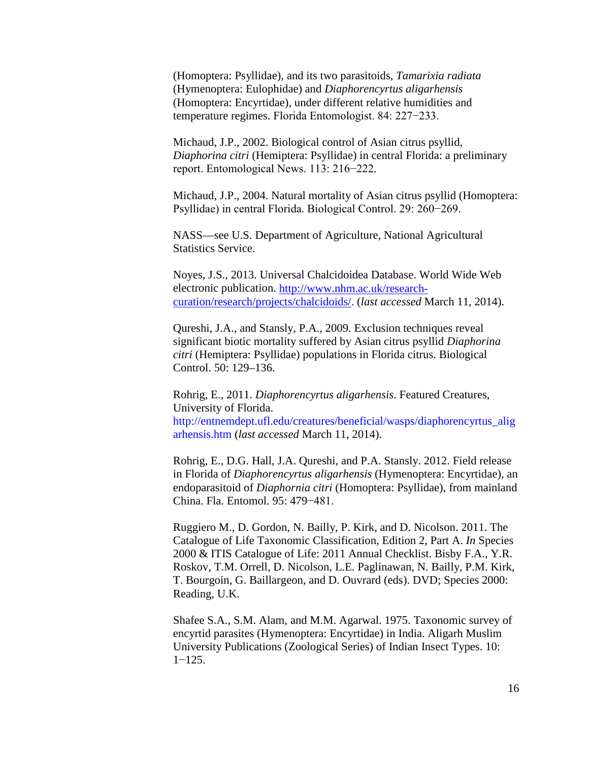(Homoptera: Psyllidae), and its two parasitoids, *Tamarixia radiata* (Hymenoptera: Eulophidae) and *Diaphorencyrtus aligarhensis* (Homoptera: Encyrtidae), under different relative humidities and temperature regimes. Florida Entomologist. 84: 227−233.

Michaud, J.P., 2002. Biological control of Asian citrus psyllid, *Diaphorina citri* (Hemiptera: Psyllidae) in central Florida: a preliminary report. Entomological News. 113: 216−222.

Michaud, J.P., 2004. Natural mortality of Asian citrus psyllid (Homoptera: Psyllidae) in central Florida. Biological Control. 29: 260−269.

NASS—see U.S. Department of Agriculture, National Agricultural Statistics Service.

Noyes, J.S., 2013. Universal Chalcidoidea Database. World Wide Web electronic publication. http://www.nhm.ac.uk/research-curation/research/projects/chalcidoids/. (*last accessed* March 11, 2014).

Qureshi, J.A., and Stansly, P.A., 2009. Exclusion techniques reveal significant biotic mortality suffered by Asian citrus psyllid *Diaphorina citri* (Hemiptera: Psyllidae) populations in Florida citrus. Biological Control. 50: 129–136.

Rohrig, E., 2011. *Diaphorencyrtus aligarhensis*. Featured Creatures, University of Florida. http://entnemdept.ufl.edu/creatures/beneficial/wasps/diaphorencyrtus_aligarhensis.htm (*last accessed* March 11, 2014).

Rohrig, E., D.G. Hall, J.A. Qureshi, and P.A. Stansly. 2012. Field release in Florida of *Diaphorencyrtus aligarhensis* (Hymenoptera: Encyrtidae), an endoparasitoid of *Diaphornia citri* (Homoptera: Psyllidae), from mainland China. Fla. Entomol. 95: 479−481.

Ruggiero M., D. Gordon, N. Bailly, P. Kirk, and D. Nicolson. 2011. The Catalogue of Life Taxonomic Classification, Edition 2, Part A. *In* Species 2000 & ITIS Catalogue of Life: 2011 Annual Checklist. Bisby F.A., Y.R. Roskov, T.M. Orrell, D. Nicolson, L.E. Paglinawan, N. Bailly, P.M. Kirk, T. Bourgoin, G. Baillargeon, and D. Ouvrard (eds). DVD; Species 2000: Reading, U.K.

Shafee S.A., S.M. Alam, and M.M. Agarwal. 1975. Taxonomic survey of encyrtid parasites (Hymenoptera: Encyrtidae) in India. Aligarh Muslim University Publications (Zoological Series) of Indian Insect Types. 10: 1−125.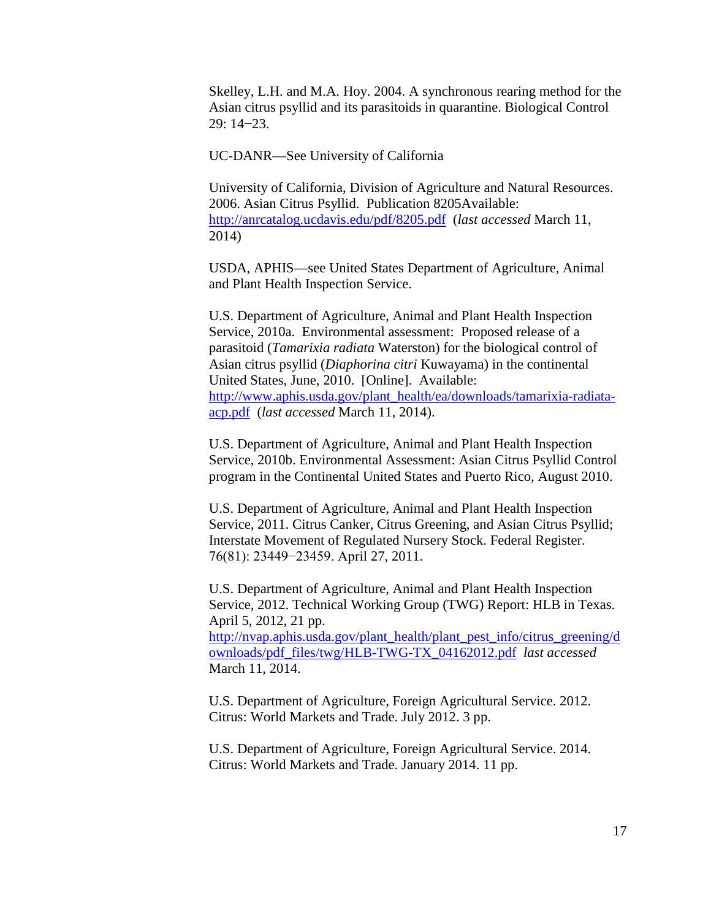Skelley, L.H. and M.A. Hoy. 2004. A synchronous rearing method for the Asian citrus psyllid and its parasitoids in quarantine. Biological Control 29: 14−23.

UC-DANR—See University of California

University of California, Division of Agriculture and Natural Resources. 2006. Asian Citrus Psyllid. Publication 8205Available: http://anrcatalog.ucdavis.edu/pdf/8205.pdf (*last accessed* March 11, 2014)

USDA, APHIS—see United States Department of Agriculture, Animal and Plant Health Inspection Service.

U.S. Department of Agriculture, Animal and Plant Health Inspection Service, 2010a. Environmental assessment: Proposed release of a parasitoid (*Tamarixia radiata* Waterston) for the biological control of Asian citrus psyllid (*Diaphorina citri* Kuwayama) in the continental United States, June, 2010. [Online]. Available: http://www.aphis.usda.gov/plant_health/ea/downloads/tamarixia-radiata-acp.pdf (*last accessed* March 11, 2014).

U.S. Department of Agriculture, Animal and Plant Health Inspection Service, 2010b. Environmental Assessment: Asian Citrus Psyllid Control program in the Continental United States and Puerto Rico, August 2010.

U.S. Department of Agriculture, Animal and Plant Health Inspection Service, 2011. Citrus Canker, Citrus Greening, and Asian Citrus Psyllid; Interstate Movement of Regulated Nursery Stock. Federal Register. 76(81): 23449−23459. April 27, 2011.

U.S. Department of Agriculture, Animal and Plant Health Inspection Service, 2012. Technical Working Group (TWG) Report: HLB in Texas. April 5, 2012, 21 pp. http://nvap.aphis.usda.gov/plant_health/plant_pest_info/citrus_greening/downloads/pdf_files/twg/HLB-TWG-TX_04162012.pdf *last accessed* March 11, 2014.

U.S. Department of Agriculture, Foreign Agricultural Service. 2012. Citrus: World Markets and Trade. July 2012. 3 pp.

U.S. Department of Agriculture, Foreign Agricultural Service. 2014. Citrus: World Markets and Trade. January 2014. 11 pp.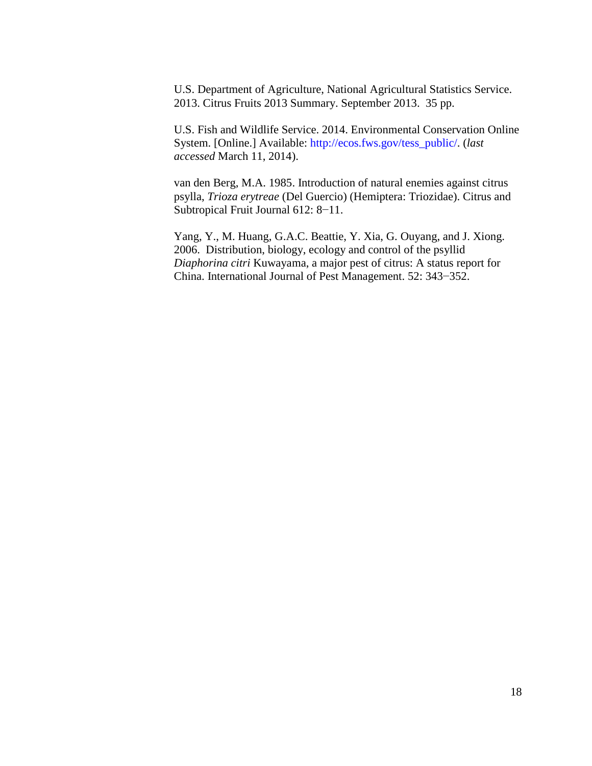U.S. Department of Agriculture, National Agricultural Statistics Service. 2013. Citrus Fruits 2013 Summary. September 2013. 35 pp.

U.S. Fish and Wildlife Service. 2014. Environmental Conservation Online System. [Online.] Available: http://ecos.fws.gov/tess_public/. (*last accessed* March 11, 2014).

van den Berg, M.A. 1985. Introduction of natural enemies against citrus psylla, *Trioza erytreae* (Del Guercio) (Hemiptera: Triozidae). Citrus and Subtropical Fruit Journal 612: 8−11.

Yang, Y., M. Huang, G.A.C. Beattie, Y. Xia, G. Ouyang, and J. Xiong. 2006. Distribution, biology, ecology and control of the psyllid *Diaphorina citri* Kuwayama, a major pest of citrus: A status report for China. International Journal of Pest Management. 52: 343−352.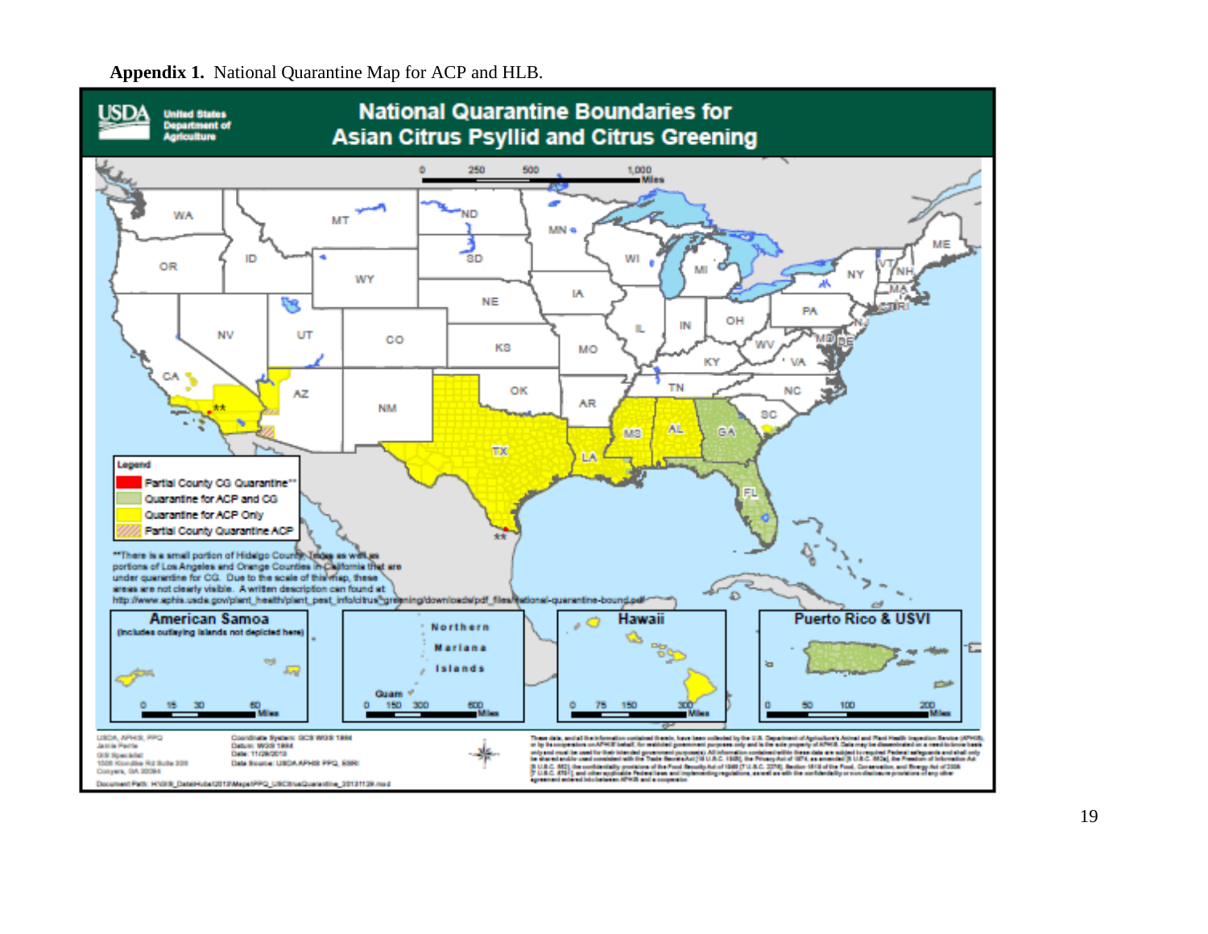**Appendix 1.** National Quarantine Map for ACP and HLB.

# National Quarantine Boundaries for Asian Citrus Psyllid and Citrus Greening

USDA United States Department of Agriculture

Legend

- Partial County CG Quarantine**
- Quarantine for ACP and CG
- Quarantine for ACP Only
- Partial County Quarantine ACP

**There is a small portion of Hidalgo County, Texas as well as portions of Los Angeles and Orange Counties in California that are under quarantine for CG. Due to the scale of this map, these areas are not clearly visible. A written description can found at http://www.aphis.usda.gov/plant_health/plant_pest_info/citrus_greening/downloads/pdf_files/national-quarantine-bound.pdf

American Samoa (Includes outlaying islands not depicted here)

Northern Mariana Islands

Guam

Hawaii

Puerto Rico & USVI

USDA, APHIS, PPQ
Jamie Pertle
GIS Specialist
1500 Klondike Rd Suite 300
Conyers, GA 30094

Coordinate System: GCS WGS 1984
Datum: WGS 1984
Date: 11/29/2013
Data Source: USDA APHIS PPQ, ESRI

Document Path: H:\GIS_DataHub\2013\Maps\PPQ_USCitrusQuarantine_20131129.mxd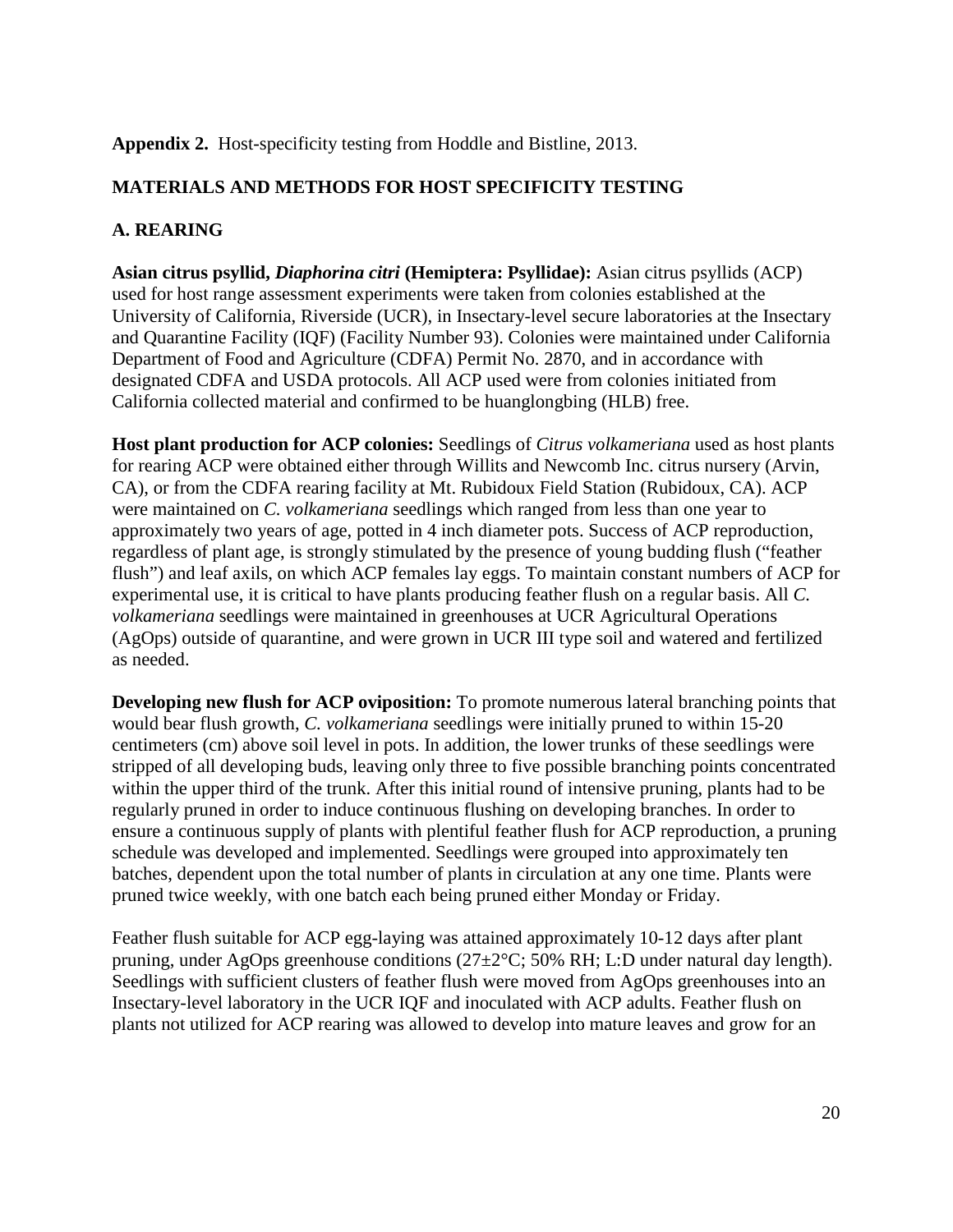**Appendix 2.** Host-specificity testing from Hoddle and Bistline, 2013.

## MATERIALS AND METHODS FOR HOST SPECIFICITY TESTING

### A. REARING

**Asian citrus psyllid, *Diaphorina citri* (Hemiptera: Psyllidae):** Asian citrus psyllids (ACP) used for host range assessment experiments were taken from colonies established at the University of California, Riverside (UCR), in Insectary-level secure laboratories at the Insectary and Quarantine Facility (IQF) (Facility Number 93). Colonies were maintained under California Department of Food and Agriculture (CDFA) Permit No. 2870, and in accordance with designated CDFA and USDA protocols. All ACP used were from colonies initiated from California collected material and confirmed to be huanglongbing (HLB) free.

**Host plant production for ACP colonies:** Seedlings of *Citrus volkameriana* used as host plants for rearing ACP were obtained either through Willits and Newcomb Inc. citrus nursery (Arvin, CA), or from the CDFA rearing facility at Mt. Rubidoux Field Station (Rubidoux, CA). ACP were maintained on *C. volkameriana* seedlings which ranged from less than one year to approximately two years of age, potted in 4 inch diameter pots. Success of ACP reproduction, regardless of plant age, is strongly stimulated by the presence of young budding flush ("feather flush") and leaf axils, on which ACP females lay eggs. To maintain constant numbers of ACP for experimental use, it is critical to have plants producing feather flush on a regular basis. All *C. volkameriana* seedlings were maintained in greenhouses at UCR Agricultural Operations (AgOps) outside of quarantine, and were grown in UCR III type soil and watered and fertilized as needed.

**Developing new flush for ACP oviposition:** To promote numerous lateral branching points that would bear flush growth, *C. volkameriana* seedlings were initially pruned to within 15-20 centimeters (cm) above soil level in pots. In addition, the lower trunks of these seedlings were stripped of all developing buds, leaving only three to five possible branching points concentrated within the upper third of the trunk. After this initial round of intensive pruning, plants had to be regularly pruned in order to induce continuous flushing on developing branches. In order to ensure a continuous supply of plants with plentiful feather flush for ACP reproduction, a pruning schedule was developed and implemented. Seedlings were grouped into approximately ten batches, dependent upon the total number of plants in circulation at any one time. Plants were pruned twice weekly, with one batch each being pruned either Monday or Friday.

Feather flush suitable for ACP egg-laying was attained approximately 10-12 days after plant pruning, under AgOps greenhouse conditions (27±2°C; 50% RH; L:D under natural day length). Seedlings with sufficient clusters of feather flush were moved from AgOps greenhouses into an Insectary-level laboratory in the UCR IQF and inoculated with ACP adults. Feather flush on plants not utilized for ACP rearing was allowed to develop into mature leaves and grow for an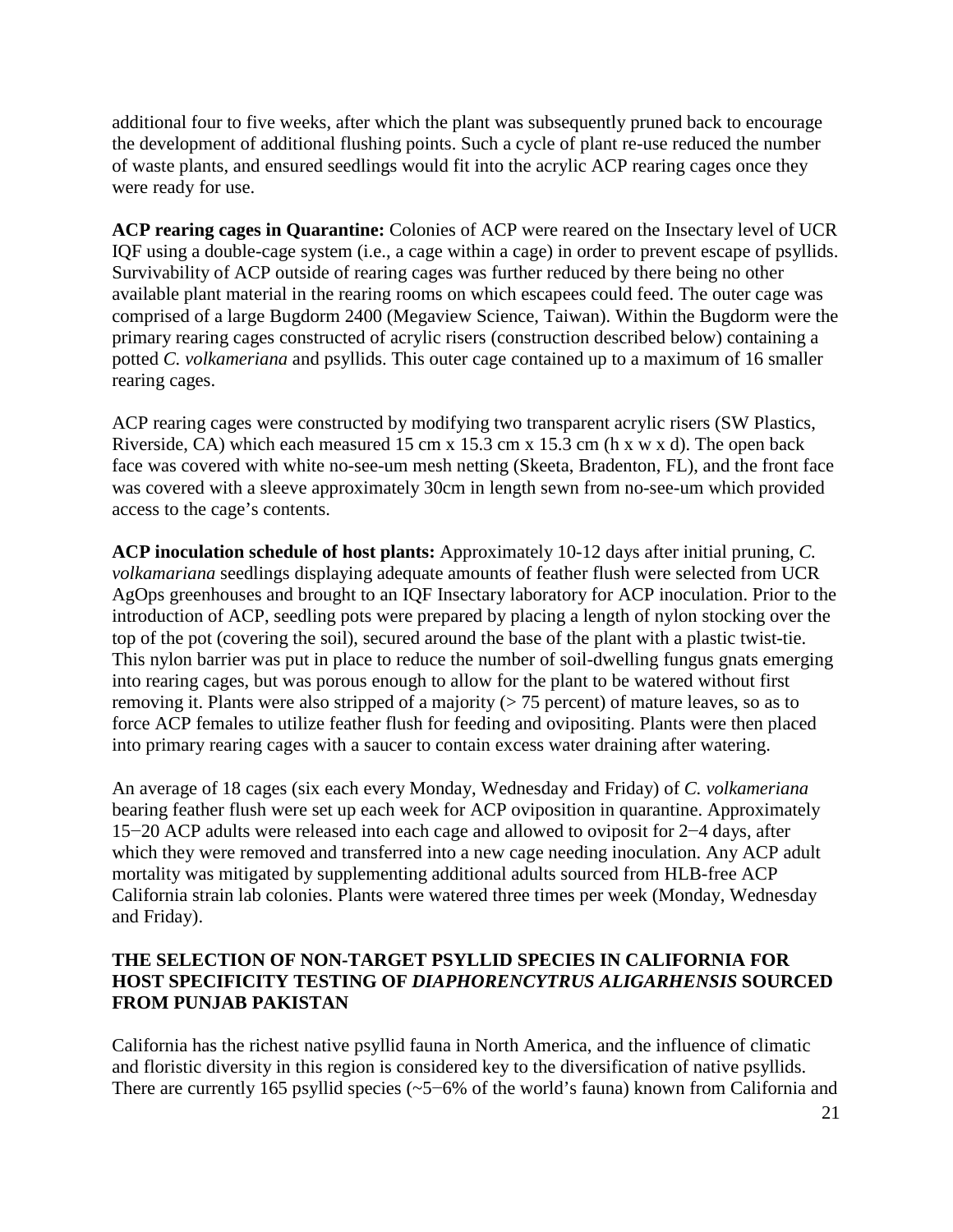additional four to five weeks, after which the plant was subsequently pruned back to encourage the development of additional flushing points. Such a cycle of plant re-use reduced the number of waste plants, and ensured seedlings would fit into the acrylic ACP rearing cages once they were ready for use.

**ACP rearing cages in Quarantine:** Colonies of ACP were reared on the Insectary level of UCR IQF using a double-cage system (i.e., a cage within a cage) in order to prevent escape of psyllids. Survivability of ACP outside of rearing cages was further reduced by there being no other available plant material in the rearing rooms on which escapees could feed. The outer cage was comprised of a large Bugdorm 2400 (Megaview Science, Taiwan). Within the Bugdorm were the primary rearing cages constructed of acrylic risers (construction described below) containing a potted *C. volkameriana* and psyllids. This outer cage contained up to a maximum of 16 smaller rearing cages.

ACP rearing cages were constructed by modifying two transparent acrylic risers (SW Plastics, Riverside, CA) which each measured 15 cm x 15.3 cm x 15.3 cm (h x w x d). The open back face was covered with white no-see-um mesh netting (Skeeta, Bradenton, FL), and the front face was covered with a sleeve approximately 30cm in length sewn from no-see-um which provided access to the cage's contents.

**ACP inoculation schedule of host plants:** Approximately 10-12 days after initial pruning, *C. volkamariana* seedlings displaying adequate amounts of feather flush were selected from UCR AgOps greenhouses and brought to an IQF Insectary laboratory for ACP inoculation. Prior to the introduction of ACP, seedling pots were prepared by placing a length of nylon stocking over the top of the pot (covering the soil), secured around the base of the plant with a plastic twist-tie. This nylon barrier was put in place to reduce the number of soil-dwelling fungus gnats emerging into rearing cages, but was porous enough to allow for the plant to be watered without first removing it. Plants were also stripped of a majority (> 75 percent) of mature leaves, so as to force ACP females to utilize feather flush for feeding and ovipositing. Plants were then placed into primary rearing cages with a saucer to contain excess water draining after watering.

An average of 18 cages (six each every Monday, Wednesday and Friday) of *C. volkameriana* bearing feather flush were set up each week for ACP oviposition in quarantine. Approximately 15−20 ACP adults were released into each cage and allowed to oviposit for 2−4 days, after which they were removed and transferred into a new cage needing inoculation. Any ACP adult mortality was mitigated by supplementing additional adults sourced from HLB-free ACP California strain lab colonies. Plants were watered three times per week (Monday, Wednesday and Friday).

## THE SELECTION OF NON-TARGET PSYLLID SPECIES IN CALIFORNIA FOR HOST SPECIFICITY TESTING OF *DIAPHORENCYTRUS ALIGARHENSIS* SOURCED FROM PUNJAB PAKISTAN

California has the richest native psyllid fauna in North America, and the influence of climatic and floristic diversity in this region is considered key to the diversification of native psyllids. There are currently 165 psyllid species (~5−6% of the world's fauna) known from California and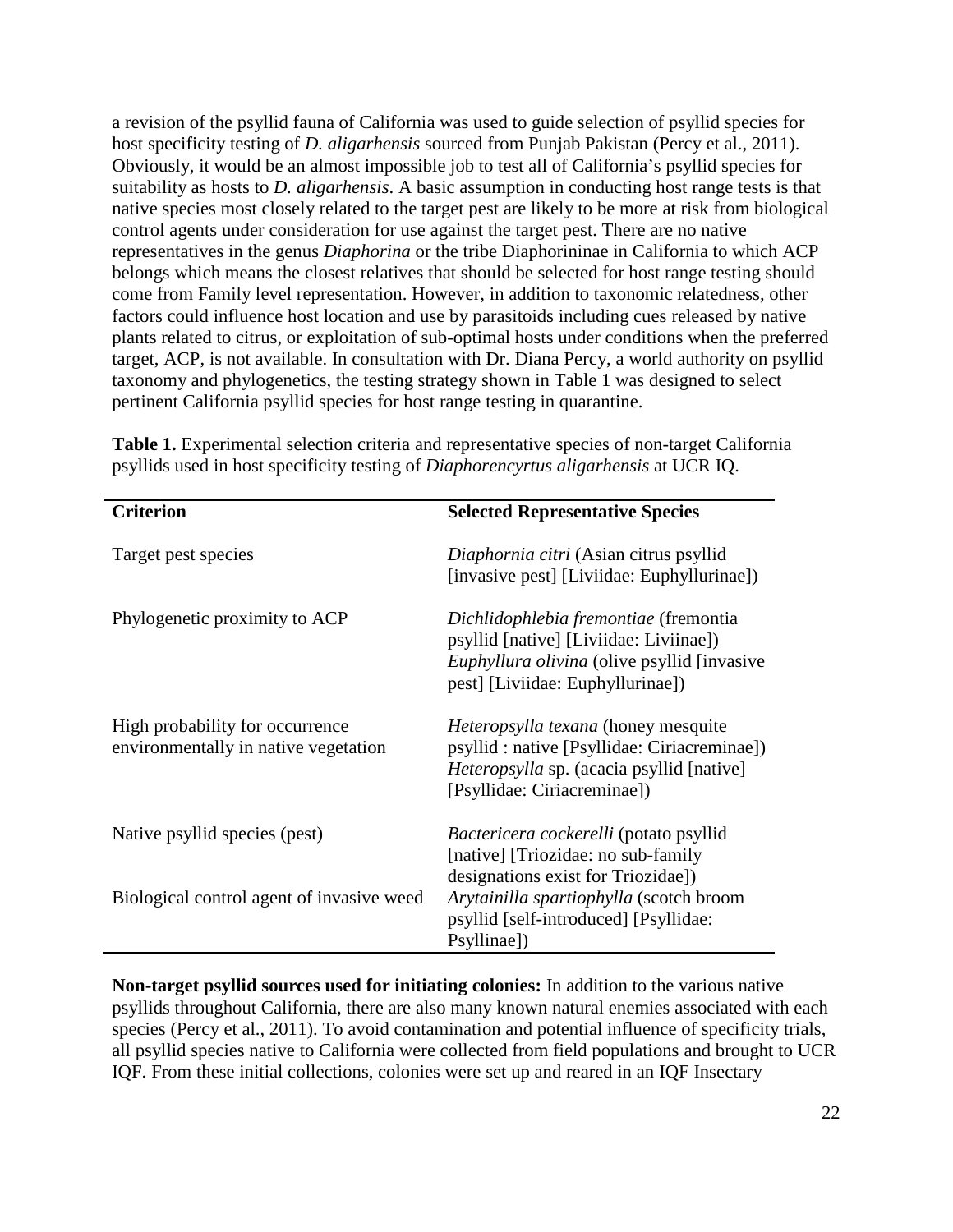a revision of the psyllid fauna of California was used to guide selection of psyllid species for host specificity testing of *D. aligarhensis* sourced from Punjab Pakistan (Percy et al., 2011). Obviously, it would be an almost impossible job to test all of California's psyllid species for suitability as hosts to *D. aligarhensis*. A basic assumption in conducting host range tests is that native species most closely related to the target pest are likely to be more at risk from biological control agents under consideration for use against the target pest. There are no native representatives in the genus *Diaphorina* or the tribe Diaphorininae in California to which ACP belongs which means the closest relatives that should be selected for host range testing should come from Family level representation. However, in addition to taxonomic relatedness, other factors could influence host location and use by parasitoids including cues released by native plants related to citrus, or exploitation of sub-optimal hosts under conditions when the preferred target, ACP, is not available. In consultation with Dr. Diana Percy, a world authority on psyllid taxonomy and phylogenetics, the testing strategy shown in Table 1 was designed to select pertinent California psyllid species for host range testing in quarantine.

**Table 1.** Experimental selection criteria and representative species of non-target California psyllids used in host specificity testing of *Diaphorencyrtus aligarhensis* at UCR IQ.

| Criterion | Selected Representative Species |
| --- | --- |
| Target pest species | *Diaphornia citri* (Asian citrus psyllid [invasive pest] [Liviidae: Euphyllurinae]) |
| Phylogenetic proximity to ACP | *Dichlidophlebia fremontiae* (fremontia psyllid [native] [Liviidae: Liviinae]) *Euphyllura olivina* (olive psyllid [invasive pest] [Liviidae: Euphyllurinae]) |
| High probability for occurrence environmentally in native vegetation | *Heteropsylla texana* (honey mesquite psyllid : native [Psyllidae: Ciriacreminae]) *Heteropsylla* sp. (acacia psyllid [native] [Psyllidae: Ciriacreminae]) |
| Native psyllid species (pest) | *Bactericera cockerelli* (potato psyllid [native] [Triozidae: no sub-family designations exist for Triozidae]) |
| Biological control agent of invasive weed | *Arytainilla spartiophylla* (scotch broom psyllid [self-introduced] [Psyllidae: Psyllinae]) |

**Non-target psyllid sources used for initiating colonies:** In addition to the various native psyllids throughout California, there are also many known natural enemies associated with each species (Percy et al., 2011). To avoid contamination and potential influence of specificity trials, all psyllid species native to California were collected from field populations and brought to UCR IQF. From these initial collections, colonies were set up and reared in an IQF Insectary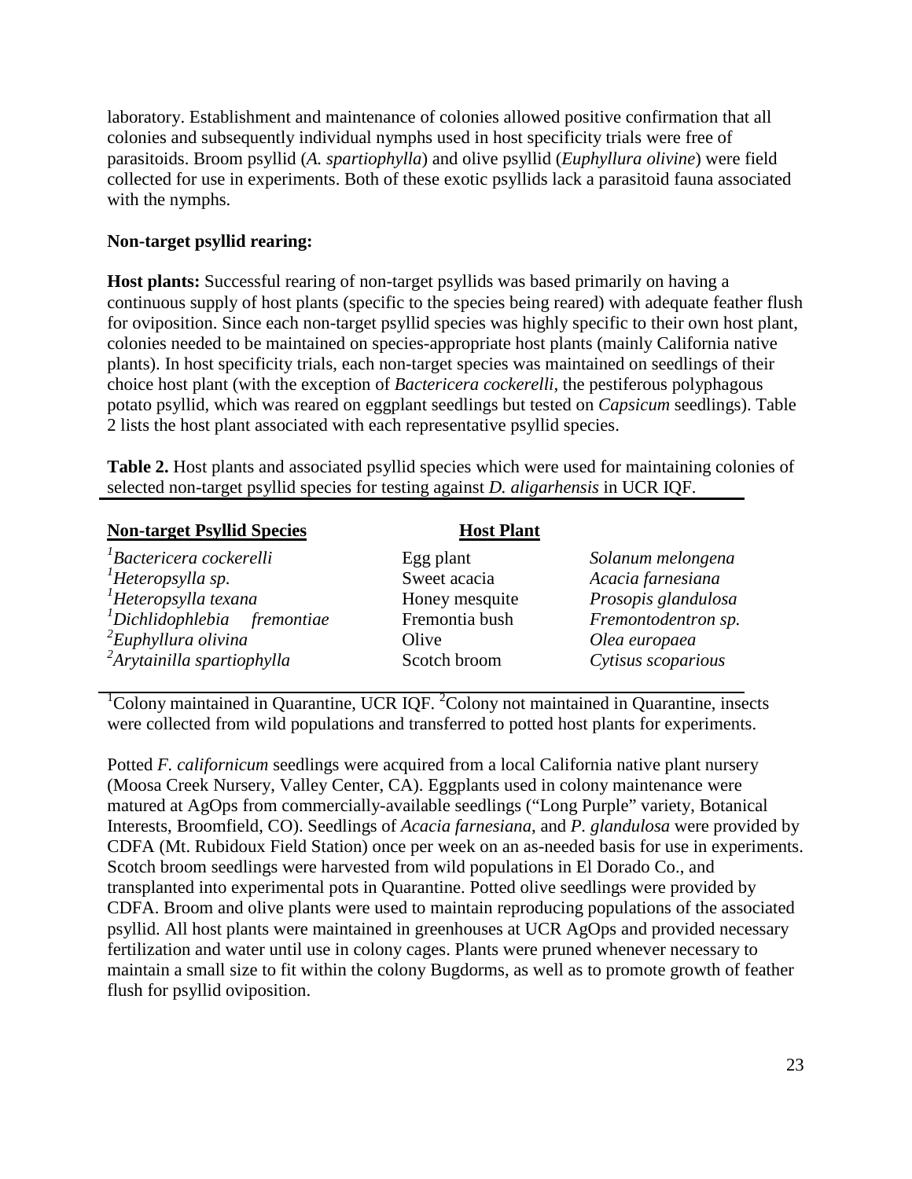laboratory. Establishment and maintenance of colonies allowed positive confirmation that all colonies and subsequently individual nymphs used in host specificity trials were free of parasitoids. Broom psyllid (*A. spartiophylla*) and olive psyllid (*Euphyllura olivine*) were field collected for use in experiments. Both of these exotic psyllids lack a parasitoid fauna associated with the nymphs.

**Non-target psyllid rearing:**

**Host plants:** Successful rearing of non-target psyllids was based primarily on having a continuous supply of host plants (specific to the species being reared) with adequate feather flush for oviposition. Since each non-target psyllid species was highly specific to their own host plant, colonies needed to be maintained on species-appropriate host plants (mainly California native plants). In host specificity trials, each non-target species was maintained on seedlings of their choice host plant (with the exception of *Bactericera cockerelli*, the pestiferous polyphagous potato psyllid, which was reared on eggplant seedlings but tested on *Capsicum* seedlings). Table 2 lists the host plant associated with each representative psyllid species.

**Table 2.** Host plants and associated psyllid species which were used for maintaining colonies of selected non-target psyllid species for testing against *D. aligarhensis* in UCR IQF.

| Non-target Psyllid Species | Host Plant | |
|---|---|---|
| [1]*Bactericera cockerelli* | Egg plant | *Solanum melongena* |
| [1]*Heteropsylla sp.* | Sweet acacia | *Acacia farnesiana* |
| [1]*Heteropsylla texana* | Honey mesquite | *Prosopis glandulosa* |
| [1]*Dichlidophlebia fremontiae* | Fremontia bush | *Fremontodentron sp.* |
| [2]*Euphyllura olivina* | Olive | *Olea europaea* |
| [2]*Arytainilla spartiophylla* | Scotch broom | *Cytisus scoparious* |

[1]Colony maintained in Quarantine, UCR IQF. [2]Colony not maintained in Quarantine, insects were collected from wild populations and transferred to potted host plants for experiments.

Potted *F. californicum* seedlings were acquired from a local California native plant nursery (Moosa Creek Nursery, Valley Center, CA). Eggplants used in colony maintenance were matured at AgOps from commercially-available seedlings ("Long Purple" variety, Botanical Interests, Broomfield, CO). Seedlings of *Acacia farnesiana*, and *P. glandulosa* were provided by CDFA (Mt. Rubidoux Field Station) once per week on an as-needed basis for use in experiments. Scotch broom seedlings were harvested from wild populations in El Dorado Co., and transplanted into experimental pots in Quarantine. Potted olive seedlings were provided by CDFA. Broom and olive plants were used to maintain reproducing populations of the associated psyllid. All host plants were maintained in greenhouses at UCR AgOps and provided necessary fertilization and water until use in colony cages. Plants were pruned whenever necessary to maintain a small size to fit within the colony Bugdorms, as well as to promote growth of feather flush for psyllid oviposition.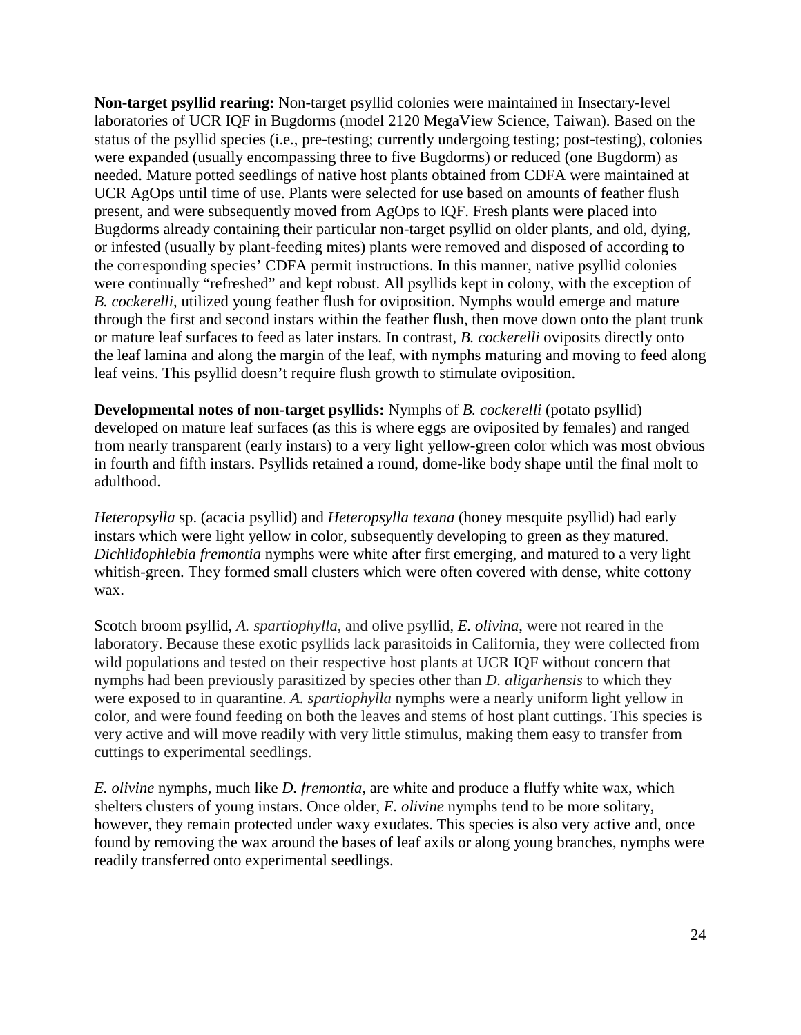**Non-target psyllid rearing:** Non-target psyllid colonies were maintained in Insectary-level laboratories of UCR IQF in Bugdorms (model 2120 MegaView Science, Taiwan). Based on the status of the psyllid species (i.e., pre-testing; currently undergoing testing; post-testing), colonies were expanded (usually encompassing three to five Bugdorms) or reduced (one Bugdorm) as needed. Mature potted seedlings of native host plants obtained from CDFA were maintained at UCR AgOps until time of use. Plants were selected for use based on amounts of feather flush present, and were subsequently moved from AgOps to IQF. Fresh plants were placed into Bugdorms already containing their particular non-target psyllid on older plants, and old, dying, or infested (usually by plant-feeding mites) plants were removed and disposed of according to the corresponding species' CDFA permit instructions. In this manner, native psyllid colonies were continually "refreshed" and kept robust. All psyllids kept in colony, with the exception of *B. cockerelli*, utilized young feather flush for oviposition. Nymphs would emerge and mature through the first and second instars within the feather flush, then move down onto the plant trunk or mature leaf surfaces to feed as later instars. In contrast, *B. cockerelli* oviposits directly onto the leaf lamina and along the margin of the leaf, with nymphs maturing and moving to feed along leaf veins. This psyllid doesn't require flush growth to stimulate oviposition.

**Developmental notes of non-target psyllids:** Nymphs of *B. cockerelli* (potato psyllid) developed on mature leaf surfaces (as this is where eggs are oviposited by females) and ranged from nearly transparent (early instars) to a very light yellow-green color which was most obvious in fourth and fifth instars. Psyllids retained a round, dome-like body shape until the final molt to adulthood.

*Heteropsylla* sp. (acacia psyllid) and *Heteropsylla texana* (honey mesquite psyllid) had early instars which were light yellow in color, subsequently developing to green as they matured. *Dichlidophlebia fremontia* nymphs were white after first emerging, and matured to a very light whitish-green. They formed small clusters which were often covered with dense, white cottony wax.

Scotch broom psyllid, *A. spartiophylla*, and olive psyllid, *E. olivina*, were not reared in the laboratory. Because these exotic psyllids lack parasitoids in California, they were collected from wild populations and tested on their respective host plants at UCR IQF without concern that nymphs had been previously parasitized by species other than *D. aligarhensis* to which they were exposed to in quarantine. *A. spartiophylla* nymphs were a nearly uniform light yellow in color, and were found feeding on both the leaves and stems of host plant cuttings. This species is very active and will move readily with very little stimulus, making them easy to transfer from cuttings to experimental seedlings.

*E. olivine* nymphs, much like *D. fremontia*, are white and produce a fluffy white wax, which shelters clusters of young instars. Once older, *E. olivine* nymphs tend to be more solitary, however, they remain protected under waxy exudates. This species is also very active and, once found by removing the wax around the bases of leaf axils or along young branches, nymphs were readily transferred onto experimental seedlings.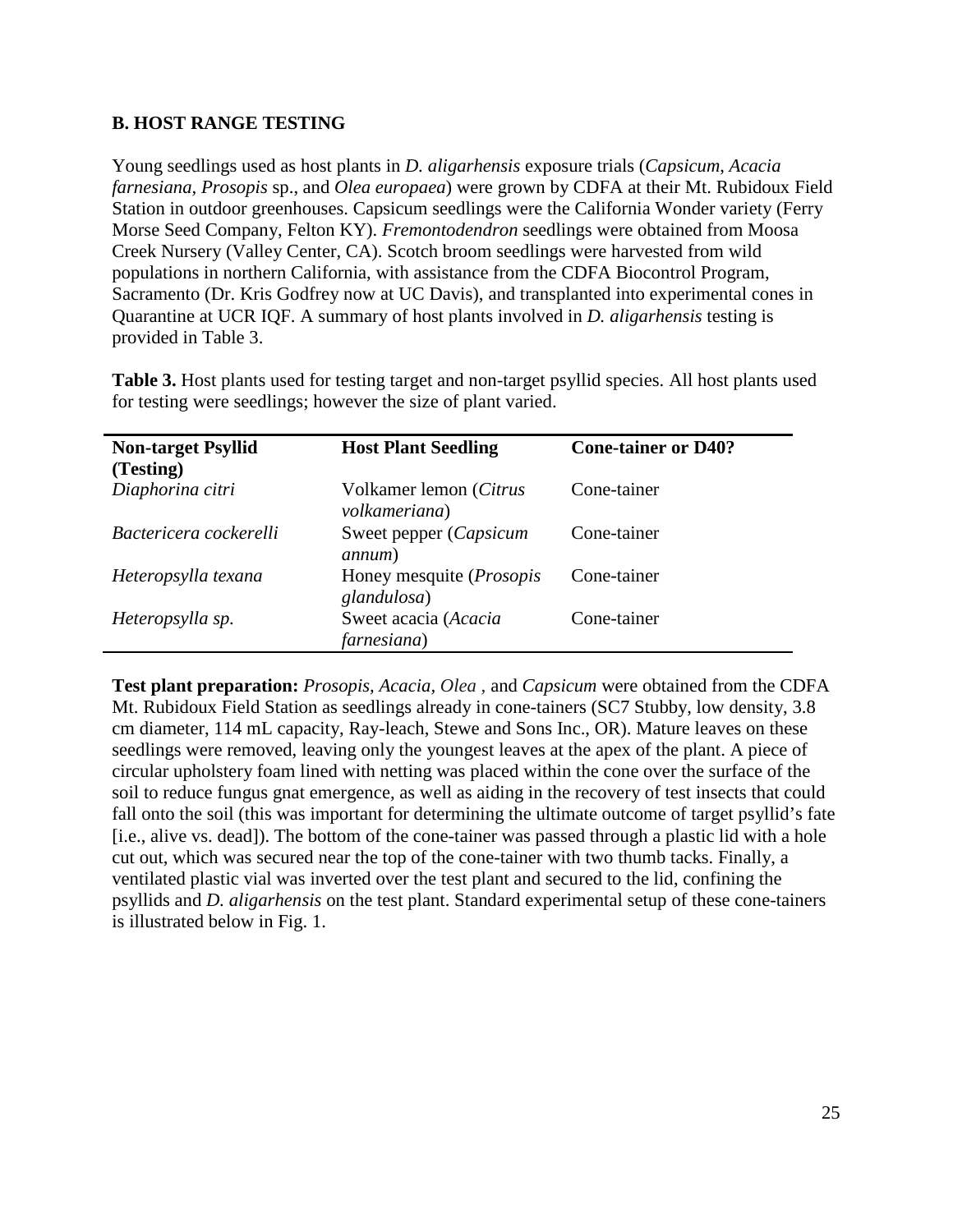### B. HOST RANGE TESTING

Young seedlings used as host plants in *D. aligarhensis* exposure trials (*Capsicum*, *Acacia farnesiana*, *Prosopis* sp., and *Olea europaea*) were grown by CDFA at their Mt. Rubidoux Field Station in outdoor greenhouses. Capsicum seedlings were the California Wonder variety (Ferry Morse Seed Company, Felton KY). *Fremontodendron* seedlings were obtained from Moosa Creek Nursery (Valley Center, CA). Scotch broom seedlings were harvested from wild populations in northern California, with assistance from the CDFA Biocontrol Program, Sacramento (Dr. Kris Godfrey now at UC Davis), and transplanted into experimental cones in Quarantine at UCR IQF. A summary of host plants involved in *D. aligarhensis* testing is provided in Table 3.

**Table 3.** Host plants used for testing target and non-target psyllid species. All host plants used for testing were seedlings; however the size of plant varied.

| Non-target Psyllid (Testing) | Host Plant Seedling | Cone-tainer or D40? |
|---|---|---|
| *Diaphorina citri* | Volkamer lemon (*Citrus volkameriana*) | Cone-tainer |
| *Bactericera cockerelli* | Sweet pepper (*Capsicum annum*) | Cone-tainer |
| *Heteropsylla texana* | Honey mesquite (*Prosopis glandulosa*) | Cone-tainer |
| *Heteropsylla sp.* | Sweet acacia (*Acacia farnesiana*) | Cone-tainer |

**Test plant preparation:** *Prosopis, Acacia, Olea* , and *Capsicum* were obtained from the CDFA Mt. Rubidoux Field Station as seedlings already in cone-tainers (SC7 Stubby, low density, 3.8 cm diameter, 114 mL capacity, Ray-leach, Stewe and Sons Inc., OR). Mature leaves on these seedlings were removed, leaving only the youngest leaves at the apex of the plant. A piece of circular upholstery foam lined with netting was placed within the cone over the surface of the soil to reduce fungus gnat emergence, as well as aiding in the recovery of test insects that could fall onto the soil (this was important for determining the ultimate outcome of target psyllid's fate [i.e., alive vs. dead]). The bottom of the cone-tainer was passed through a plastic lid with a hole cut out, which was secured near the top of the cone-tainer with two thumb tacks. Finally, a ventilated plastic vial was inverted over the test plant and secured to the lid, confining the psyllids and *D. aligarhensis* on the test plant. Standard experimental setup of these cone-tainers is illustrated below in Fig. 1.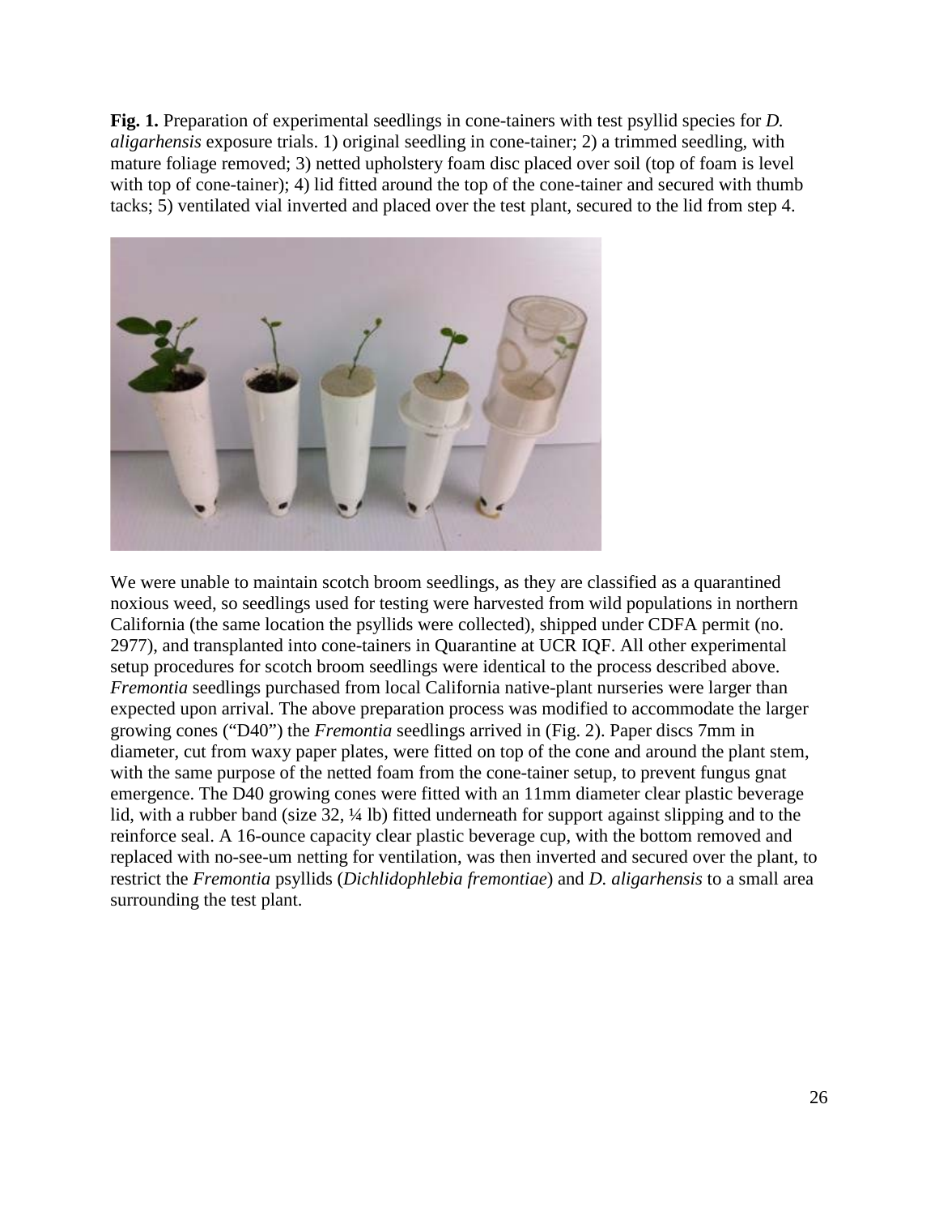**Fig. 1.** Preparation of experimental seedlings in cone-tainers with test psyllid species for *D. aligarhensis* exposure trials. 1) original seedling in cone-tainer; 2) a trimmed seedling, with mature foliage removed; 3) netted upholstery foam disc placed over soil (top of foam is level with top of cone-tainer); 4) lid fitted around the top of the cone-tainer and secured with thumb tacks; 5) ventilated vial inverted and placed over the test plant, secured to the lid from step 4.

We were unable to maintain scotch broom seedlings, as they are classified as a quarantined noxious weed, so seedlings used for testing were harvested from wild populations in northern California (the same location the psyllids were collected), shipped under CDFA permit (no. 2977), and transplanted into cone-tainers in Quarantine at UCR IQF. All other experimental setup procedures for scotch broom seedlings were identical to the process described above. *Fremontia* seedlings purchased from local California native-plant nurseries were larger than expected upon arrival. The above preparation process was modified to accommodate the larger growing cones ("D40") the *Fremontia* seedlings arrived in (Fig. 2). Paper discs 7mm in diameter, cut from waxy paper plates, were fitted on top of the cone and around the plant stem, with the same purpose of the netted foam from the cone-tainer setup, to prevent fungus gnat emergence. The D40 growing cones were fitted with an 11mm diameter clear plastic beverage lid, with a rubber band (size 32, ¼ lb) fitted underneath for support against slipping and to the reinforce seal. A 16-ounce capacity clear plastic beverage cup, with the bottom removed and replaced with no-see-um netting for ventilation, was then inverted and secured over the plant, to restrict the *Fremontia* psyllids (*Dichlidophlebia fremontiae*) and *D. aligarhensis* to a small area surrounding the test plant.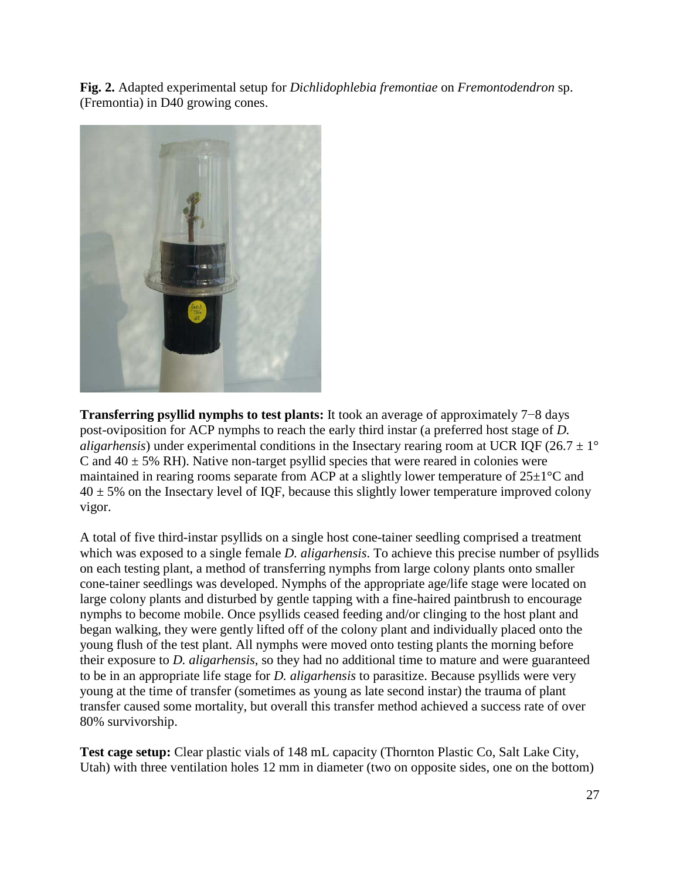**Fig. 2.** Adapted experimental setup for *Dichlidophlebia fremontiae* on *Fremontodendron* sp. (Fremontia) in D40 growing cones.

**Transferring psyllid nymphs to test plants:** It took an average of approximately 7−8 days post-oviposition for ACP nymphs to reach the early third instar (a preferred host stage of *D. aligarhensis*) under experimental conditions in the Insectary rearing room at UCR IQF (26.7 ± 1° C and 40 ± 5% RH). Native non-target psyllid species that were reared in colonies were maintained in rearing rooms separate from ACP at a slightly lower temperature of 25±1°C and 40 ± 5% on the Insectary level of IQF, because this slightly lower temperature improved colony vigor.

A total of five third-instar psyllids on a single host cone-tainer seedling comprised a treatment which was exposed to a single female *D. aligarhensis*. To achieve this precise number of psyllids on each testing plant, a method of transferring nymphs from large colony plants onto smaller cone-tainer seedlings was developed. Nymphs of the appropriate age/life stage were located on large colony plants and disturbed by gentle tapping with a fine-haired paintbrush to encourage nymphs to become mobile. Once psyllids ceased feeding and/or clinging to the host plant and began walking, they were gently lifted off of the colony plant and individually placed onto the young flush of the test plant. All nymphs were moved onto testing plants the morning before their exposure to *D. aligarhensis*, so they had no additional time to mature and were guaranteed to be in an appropriate life stage for *D. aligarhensis* to parasitize. Because psyllids were very young at the time of transfer (sometimes as young as late second instar) the trauma of plant transfer caused some mortality, but overall this transfer method achieved a success rate of over 80% survivorship.

**Test cage setup:** Clear plastic vials of 148 mL capacity (Thornton Plastic Co, Salt Lake City, Utah) with three ventilation holes 12 mm in diameter (two on opposite sides, one on the bottom)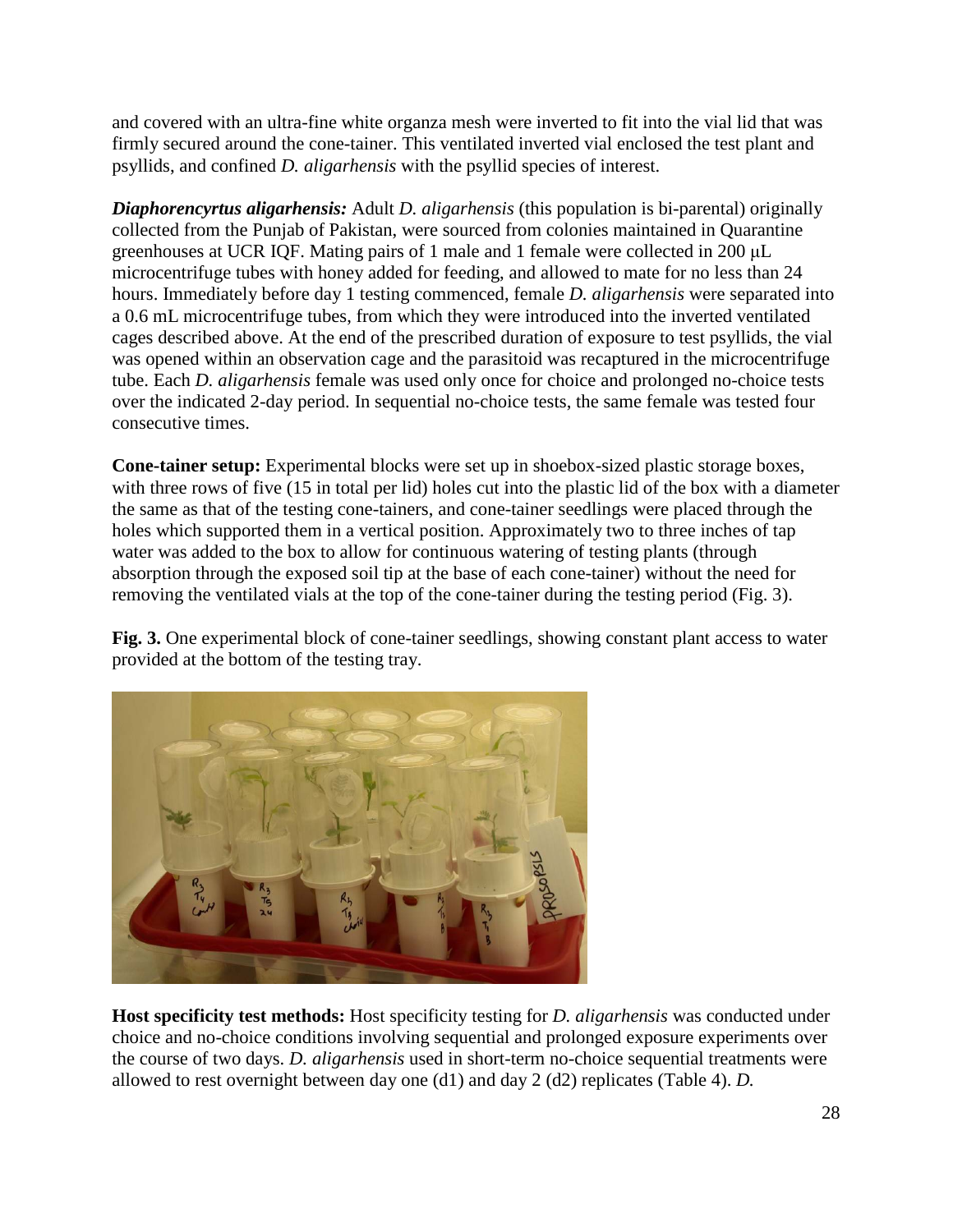and covered with an ultra-fine white organza mesh were inverted to fit into the vial lid that was firmly secured around the cone-tainer. This ventilated inverted vial enclosed the test plant and psyllids, and confined *D. aligarhensis* with the psyllid species of interest.

***Diaphorencyrtus aligarhensis:*** Adult *D. aligarhensis* (this population is bi-parental) originally collected from the Punjab of Pakistan, were sourced from colonies maintained in Quarantine greenhouses at UCR IQF. Mating pairs of 1 male and 1 female were collected in 200 μL microcentrifuge tubes with honey added for feeding, and allowed to mate for no less than 24 hours. Immediately before day 1 testing commenced, female *D. aligarhensis* were separated into a 0.6 mL microcentrifuge tubes, from which they were introduced into the inverted ventilated cages described above. At the end of the prescribed duration of exposure to test psyllids, the vial was opened within an observation cage and the parasitoid was recaptured in the microcentrifuge tube. Each *D. aligarhensis* female was used only once for choice and prolonged no-choice tests over the indicated 2-day period. In sequential no-choice tests, the same female was tested four consecutive times.

**Cone-tainer setup:** Experimental blocks were set up in shoebox-sized plastic storage boxes, with three rows of five (15 in total per lid) holes cut into the plastic lid of the box with a diameter the same as that of the testing cone-tainers, and cone-tainer seedlings were placed through the holes which supported them in a vertical position. Approximately two to three inches of tap water was added to the box to allow for continuous watering of testing plants (through absorption through the exposed soil tip at the base of each cone-tainer) without the need for removing the ventilated vials at the top of the cone-tainer during the testing period (Fig. 3).

**Fig. 3.** One experimental block of cone-tainer seedlings, showing constant plant access to water provided at the bottom of the testing tray.

**Host specificity test methods:** Host specificity testing for *D. aligarhensis* was conducted under choice and no-choice conditions involving sequential and prolonged exposure experiments over the course of two days. *D. aligarhensis* used in short-term no-choice sequential treatments were allowed to rest overnight between day one (d1) and day 2 (d2) replicates (Table 4). *D.*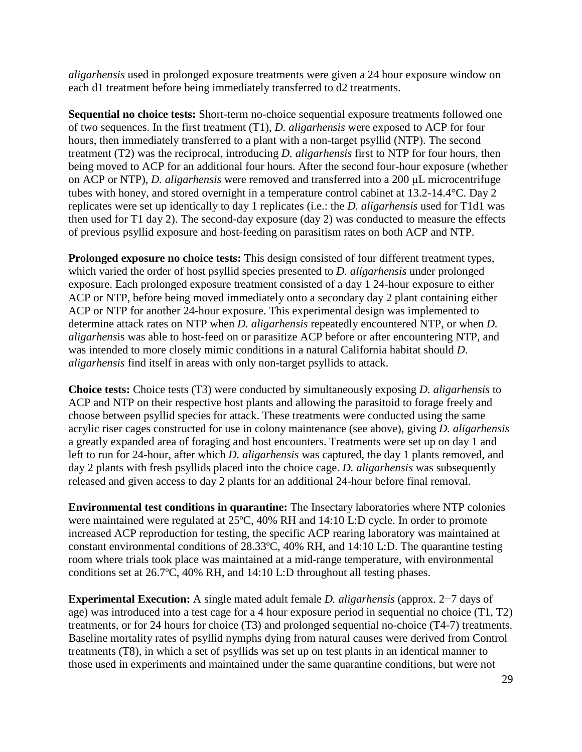*aligarhensis* used in prolonged exposure treatments were given a 24 hour exposure window on each d1 treatment before being immediately transferred to d2 treatments.

**Sequential no choice tests:** Short-term no-choice sequential exposure treatments followed one of two sequences. In the first treatment (T1), *D. aligarhensis* were exposed to ACP for four hours, then immediately transferred to a plant with a non-target psyllid (NTP). The second treatment (T2) was the reciprocal, introducing *D. aligarhensis* first to NTP for four hours, then being moved to ACP for an additional four hours. After the second four-hour exposure (whether on ACP or NTP), *D. aligarhensis* were removed and transferred into a 200 μL microcentrifuge tubes with honey, and stored overnight in a temperature control cabinet at 13.2-14.4°C. Day 2 replicates were set up identically to day 1 replicates (i.e.: the *D. aligarhensis* used for T1d1 was then used for T1 day 2). The second-day exposure (day 2) was conducted to measure the effects of previous psyllid exposure and host-feeding on parasitism rates on both ACP and NTP.

**Prolonged exposure no choice tests:** This design consisted of four different treatment types, which varied the order of host psyllid species presented to *D. aligarhensis* under prolonged exposure. Each prolonged exposure treatment consisted of a day 1 24-hour exposure to either ACP or NTP, before being moved immediately onto a secondary day 2 plant containing either ACP or NTP for another 24-hour exposure. This experimental design was implemented to determine attack rates on NTP when *D. aligarhensis* repeatedly encountered NTP, or when *D. aligarhensis* was able to host-feed on or parasitize ACP before or after encountering NTP, and was intended to more closely mimic conditions in a natural California habitat should *D. aligarhensis* find itself in areas with only non-target psyllids to attack.

**Choice tests:** Choice tests (T3) were conducted by simultaneously exposing *D. aligarhensis* to ACP and NTP on their respective host plants and allowing the parasitoid to forage freely and choose between psyllid species for attack. These treatments were conducted using the same acrylic riser cages constructed for use in colony maintenance (see above), giving *D. aligarhensis* a greatly expanded area of foraging and host encounters. Treatments were set up on day 1 and left to run for 24-hour, after which *D. aligarhensis* was captured, the day 1 plants removed, and day 2 plants with fresh psyllids placed into the choice cage. *D. aligarhensis* was subsequently released and given access to day 2 plants for an additional 24-hour before final removal.

**Environmental test conditions in quarantine:** The Insectary laboratories where NTP colonies were maintained were regulated at 25ºC, 40% RH and 14:10 L:D cycle. In order to promote increased ACP reproduction for testing, the specific ACP rearing laboratory was maintained at constant environmental conditions of 28.33ºC, 40% RH, and 14:10 L:D. The quarantine testing room where trials took place was maintained at a mid-range temperature, with environmental conditions set at 26.7ºC, 40% RH, and 14:10 L:D throughout all testing phases.

**Experimental Execution:** A single mated adult female *D. aligarhensis* (approx. 2−7 days of age) was introduced into a test cage for a 4 hour exposure period in sequential no choice (T1, T2) treatments, or for 24 hours for choice (T3) and prolonged sequential no-choice (T4-7) treatments. Baseline mortality rates of psyllid nymphs dying from natural causes were derived from Control treatments (T8), in which a set of psyllids was set up on test plants in an identical manner to those used in experiments and maintained under the same quarantine conditions, but were not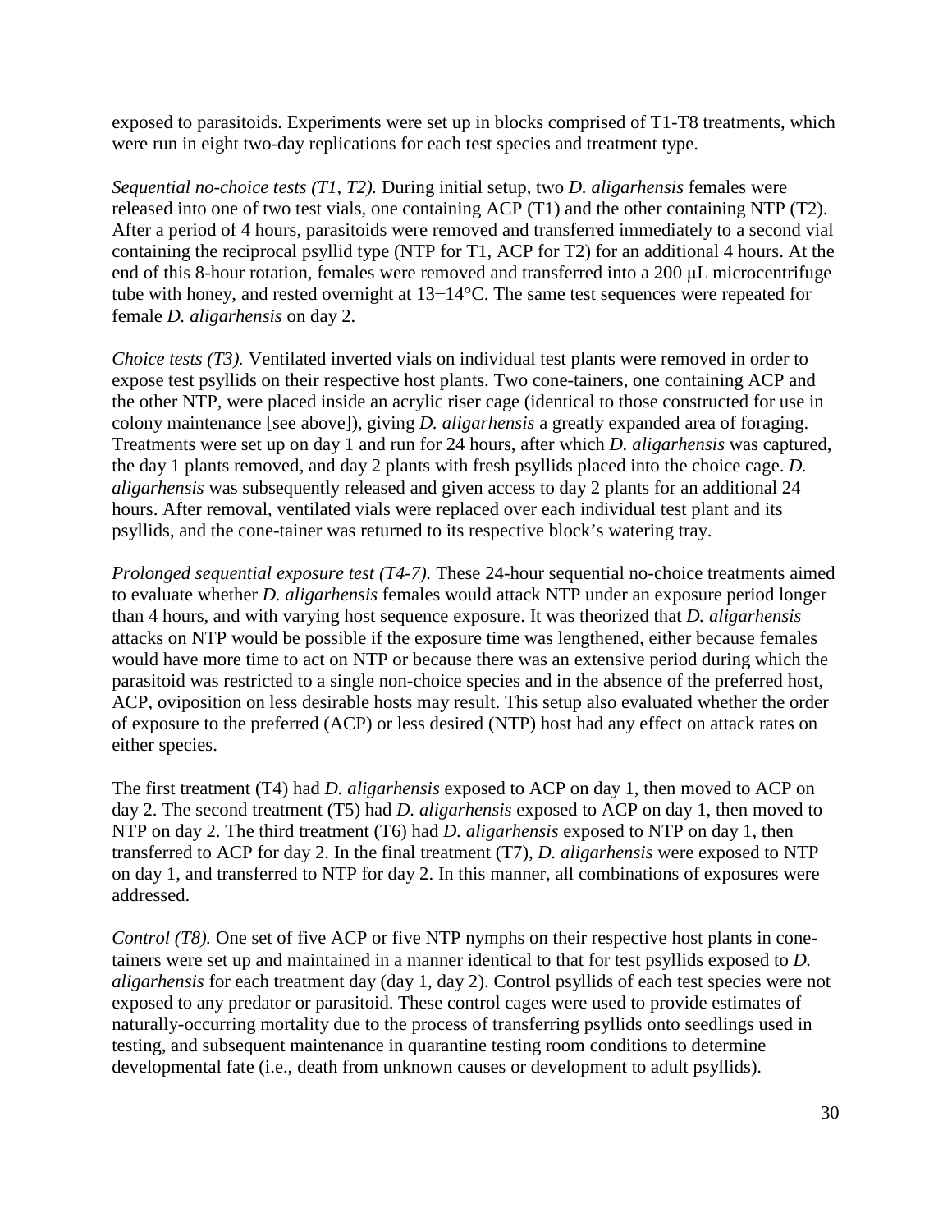exposed to parasitoids. Experiments were set up in blocks comprised of T1-T8 treatments, which were run in eight two-day replications for each test species and treatment type.

*Sequential no-choice tests (T1, T2).* During initial setup, two *D. aligarhensis* females were released into one of two test vials, one containing ACP (T1) and the other containing NTP (T2). After a period of 4 hours, parasitoids were removed and transferred immediately to a second vial containing the reciprocal psyllid type (NTP for T1, ACP for T2) for an additional 4 hours. At the end of this 8-hour rotation, females were removed and transferred into a 200 μL microcentrifuge tube with honey, and rested overnight at 13−14°C. The same test sequences were repeated for female *D. aligarhensis* on day 2.

*Choice tests (T3).* Ventilated inverted vials on individual test plants were removed in order to expose test psyllids on their respective host plants. Two cone-tainers, one containing ACP and the other NTP, were placed inside an acrylic riser cage (identical to those constructed for use in colony maintenance [see above]), giving *D. aligarhensis* a greatly expanded area of foraging. Treatments were set up on day 1 and run for 24 hours, after which *D. aligarhensis* was captured, the day 1 plants removed, and day 2 plants with fresh psyllids placed into the choice cage. *D. aligarhensis* was subsequently released and given access to day 2 plants for an additional 24 hours. After removal, ventilated vials were replaced over each individual test plant and its psyllids, and the cone-tainer was returned to its respective block's watering tray.

*Prolonged sequential exposure test (T4-7).* These 24-hour sequential no-choice treatments aimed to evaluate whether *D. aligarhensis* females would attack NTP under an exposure period longer than 4 hours, and with varying host sequence exposure. It was theorized that *D. aligarhensis* attacks on NTP would be possible if the exposure time was lengthened, either because females would have more time to act on NTP or because there was an extensive period during which the parasitoid was restricted to a single non-choice species and in the absence of the preferred host, ACP, oviposition on less desirable hosts may result. This setup also evaluated whether the order of exposure to the preferred (ACP) or less desired (NTP) host had any effect on attack rates on either species.

The first treatment (T4) had *D. aligarhensis* exposed to ACP on day 1, then moved to ACP on day 2. The second treatment (T5) had *D. aligarhensis* exposed to ACP on day 1, then moved to NTP on day 2. The third treatment (T6) had *D. aligarhensis* exposed to NTP on day 1, then transferred to ACP for day 2. In the final treatment (T7), *D. aligarhensis* were exposed to NTP on day 1, and transferred to NTP for day 2. In this manner, all combinations of exposures were addressed.

*Control (T8).* One set of five ACP or five NTP nymphs on their respective host plants in cone-tainers were set up and maintained in a manner identical to that for test psyllids exposed to *D. aligarhensis* for each treatment day (day 1, day 2). Control psyllids of each test species were not exposed to any predator or parasitoid. These control cages were used to provide estimates of naturally-occurring mortality due to the process of transferring psyllids onto seedlings used in testing, and subsequent maintenance in quarantine testing room conditions to determine developmental fate (i.e., death from unknown causes or development to adult psyllids).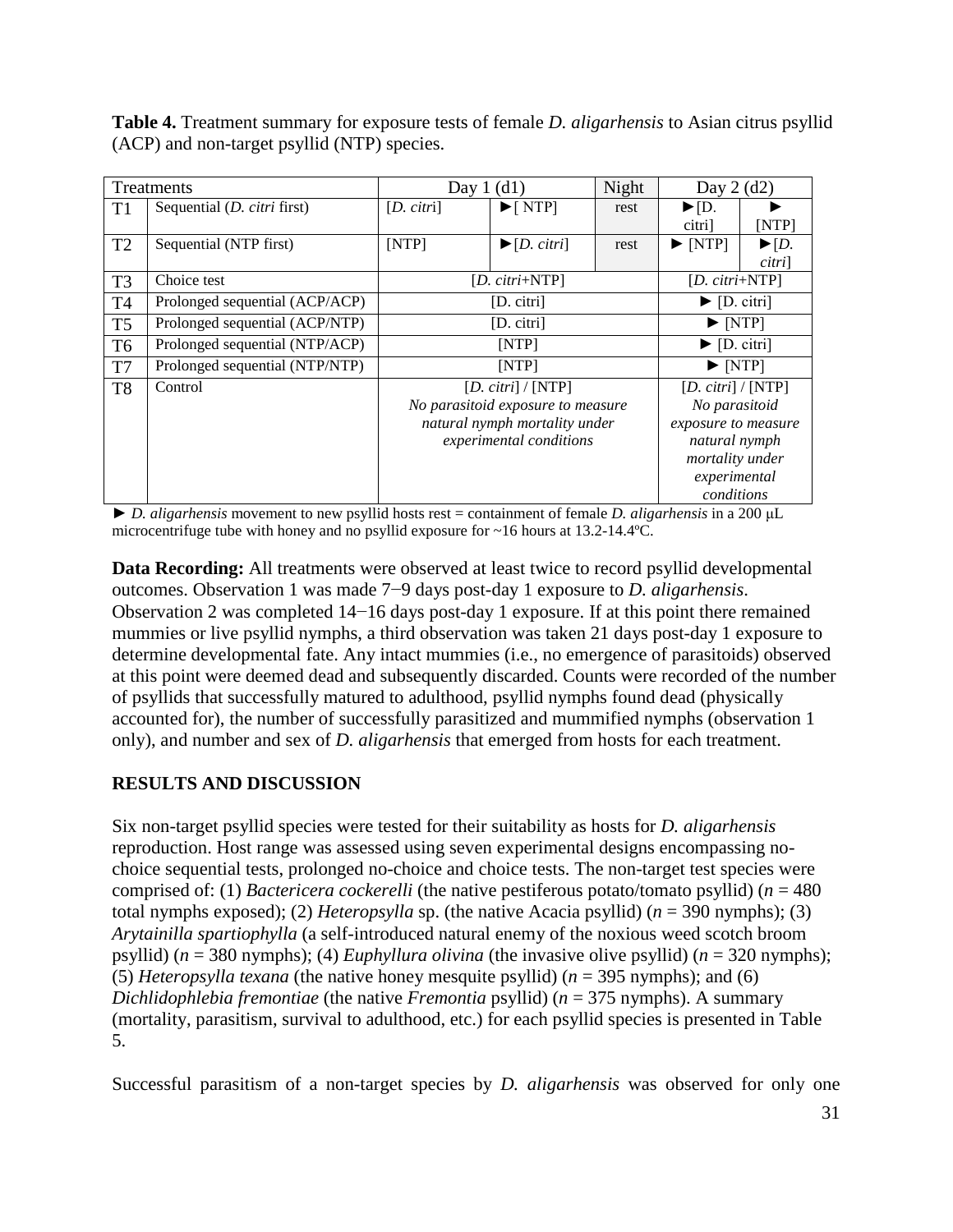**Table 4.** Treatment summary for exposure tests of female *D. aligarhensis* to Asian citrus psyllid (ACP) and non-target psyllid (NTP) species.

| Treatments | | Day 1 (d1) | | Night | Day 2 (d2) | |
|---|---|---|---|---|---|---|
| T1 | Sequential (*D. citri* first) | [*D. citri*] | ►[ NTP] | rest | ►[D. citri] | ► [NTP] |
| T2 | Sequential (NTP first) | [NTP] | ►[*D. citri*] | rest | ► [NTP] | ►[*D. citri*] |
| T3 | Choice test | [*D. citri*+NTP] | | | [*D. citri*+NTP] | |
| T4 | Prolonged sequential (ACP/ACP) | [D. citri] | | | ► [D. citri] | |
| T5 | Prolonged sequential (ACP/NTP) | [D. citri] | | | ► [NTP] | |
| T6 | Prolonged sequential (NTP/ACP) | [NTP] | | | ► [D. citri] | |
| T7 | Prolonged sequential (NTP/NTP) | [NTP] | | | ► [NTP] | |
| T8 | Control | [*D. citri*] / [NTP] *No parasitoid exposure to measure natural nymph mortality under experimental conditions* | | | [*D. citri*] / [NTP] *No parasitoid exposure to measure natural nymph mortality under experimental conditions* | |

► *D. aligarhensis* movement to new psyllid hosts rest = containment of female *D. aligarhensis* in a 200 μL microcentrifuge tube with honey and no psyllid exposure for ~16 hours at 13.2-14.4ºC.

**Data Recording:** All treatments were observed at least twice to record psyllid developmental outcomes. Observation 1 was made 7−9 days post-day 1 exposure to *D. aligarhensis*. Observation 2 was completed 14−16 days post-day 1 exposure. If at this point there remained mummies or live psyllid nymphs, a third observation was taken 21 days post-day 1 exposure to determine developmental fate. Any intact mummies (i.e., no emergence of parasitoids) observed at this point were deemed dead and subsequently discarded. Counts were recorded of the number of psyllids that successfully matured to adulthood, psyllid nymphs found dead (physically accounted for), the number of successfully parasitized and mummified nymphs (observation 1 only), and number and sex of *D. aligarhensis* that emerged from hosts for each treatment.

## RESULTS AND DISCUSSION

Six non-target psyllid species were tested for their suitability as hosts for *D. aligarhensis* reproduction. Host range was assessed using seven experimental designs encompassing no-choice sequential tests, prolonged no-choice and choice tests. The non-target test species were comprised of: (1) *Bactericera cockerelli* (the native pestiferous potato/tomato psyllid) (*n* = 480 total nymphs exposed); (2) *Heteropsylla* sp. (the native Acacia psyllid) (*n* = 390 nymphs); (3) *Arytainilla spartiophylla* (a self-introduced natural enemy of the noxious weed scotch broom psyllid) (*n* = 380 nymphs); (4) *Euphyllura olivina* (the invasive olive psyllid) (*n* = 320 nymphs); (5) *Heteropsylla texana* (the native honey mesquite psyllid) (*n* = 395 nymphs); and (6) *Dichlidophlebia fremontiae* (the native *Fremontia* psyllid) (*n* = 375 nymphs). A summary (mortality, parasitism, survival to adulthood, etc.) for each psyllid species is presented in Table 5.

Successful parasitism of a non-target species by *D. aligarhensis* was observed for only one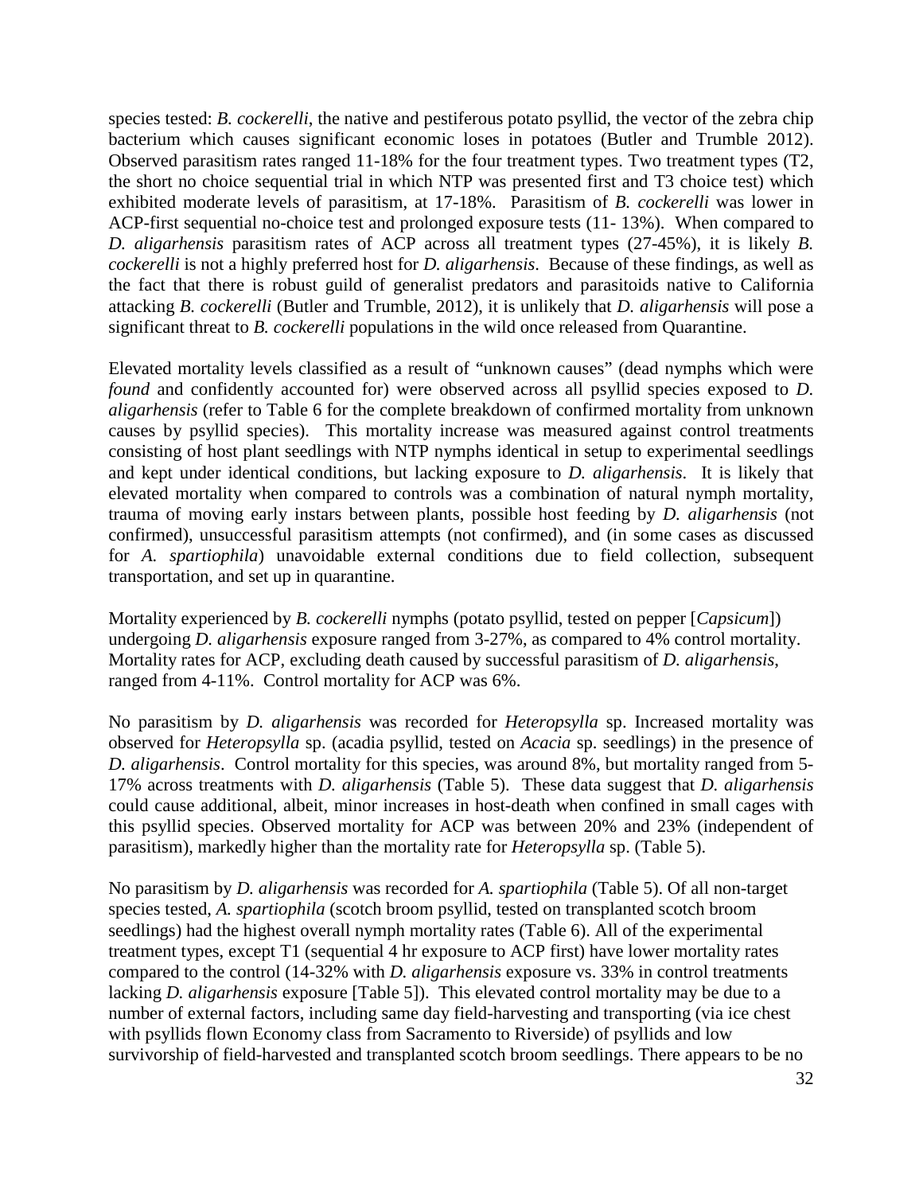species tested: *B. cockerelli*, the native and pestiferous potato psyllid, the vector of the zebra chip bacterium which causes significant economic loses in potatoes (Butler and Trumble 2012). Observed parasitism rates ranged 11-18% for the four treatment types. Two treatment types (T2, the short no choice sequential trial in which NTP was presented first and T3 choice test) which exhibited moderate levels of parasitism, at 17-18%. Parasitism of *B. cockerelli* was lower in ACP-first sequential no-choice test and prolonged exposure tests (11- 13%). When compared to *D. aligarhensis* parasitism rates of ACP across all treatment types (27-45%), it is likely *B. cockerelli* is not a highly preferred host for *D. aligarhensis*. Because of these findings, as well as the fact that there is robust guild of generalist predators and parasitoids native to California attacking *B. cockerelli* (Butler and Trumble, 2012), it is unlikely that *D. aligarhensis* will pose a significant threat to *B. cockerelli* populations in the wild once released from Quarantine.

Elevated mortality levels classified as a result of "unknown causes" (dead nymphs which were *found* and confidently accounted for) were observed across all psyllid species exposed to *D. aligarhensis* (refer to Table 6 for the complete breakdown of confirmed mortality from unknown causes by psyllid species). This mortality increase was measured against control treatments consisting of host plant seedlings with NTP nymphs identical in setup to experimental seedlings and kept under identical conditions, but lacking exposure to *D. aligarhensis*. It is likely that elevated mortality when compared to controls was a combination of natural nymph mortality, trauma of moving early instars between plants, possible host feeding by *D. aligarhensis* (not confirmed), unsuccessful parasitism attempts (not confirmed), and (in some cases as discussed for *A. spartiophila*) unavoidable external conditions due to field collection, subsequent transportation, and set up in quarantine.

Mortality experienced by *B. cockerelli* nymphs (potato psyllid, tested on pepper [*Capsicum*]) undergoing *D. aligarhensis* exposure ranged from 3-27%, as compared to 4% control mortality. Mortality rates for ACP, excluding death caused by successful parasitism of *D. aligarhensis*, ranged from 4-11%. Control mortality for ACP was 6%.

No parasitism by *D. aligarhensis* was recorded for *Heteropsylla* sp. Increased mortality was observed for *Heteropsylla* sp. (acadia psyllid, tested on *Acacia* sp. seedlings) in the presence of *D. aligarhensis*. Control mortality for this species, was around 8%, but mortality ranged from 5-17% across treatments with *D. aligarhensis* (Table 5). These data suggest that *D. aligarhensis* could cause additional, albeit, minor increases in host-death when confined in small cages with this psyllid species. Observed mortality for ACP was between 20% and 23% (independent of parasitism), markedly higher than the mortality rate for *Heteropsylla* sp. (Table 5).

No parasitism by *D. aligarhensis* was recorded for *A. spartiophila* (Table 5). Of all non-target species tested, *A. spartiophila* (scotch broom psyllid, tested on transplanted scotch broom seedlings) had the highest overall nymph mortality rates (Table 6). All of the experimental treatment types, except T1 (sequential 4 hr exposure to ACP first) have lower mortality rates compared to the control (14-32% with *D. aligarhensis* exposure vs. 33% in control treatments lacking *D. aligarhensis* exposure [Table 5]). This elevated control mortality may be due to a number of external factors, including same day field-harvesting and transporting (via ice chest with psyllids flown Economy class from Sacramento to Riverside) of psyllids and low survivorship of field-harvested and transplanted scotch broom seedlings. There appears to be no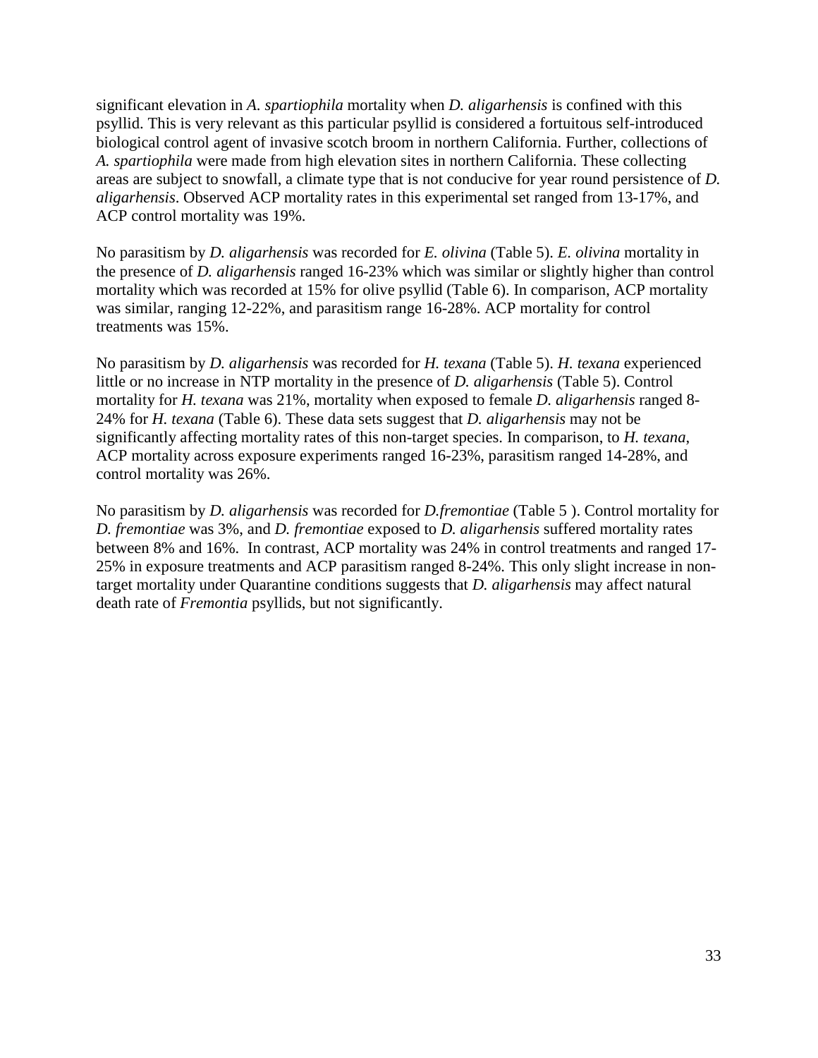significant elevation in *A. spartiophila* mortality when *D. aligarhensis* is confined with this psyllid. This is very relevant as this particular psyllid is considered a fortuitous self-introduced biological control agent of invasive scotch broom in northern California. Further, collections of *A. spartiophila* were made from high elevation sites in northern California. These collecting areas are subject to snowfall, a climate type that is not conducive for year round persistence of *D. aligarhensis*. Observed ACP mortality rates in this experimental set ranged from 13-17%, and ACP control mortality was 19%.

No parasitism by *D. aligarhensis* was recorded for *E. olivina* (Table 5). *E. olivina* mortality in the presence of *D. aligarhensis* ranged 16-23% which was similar or slightly higher than control mortality which was recorded at 15% for olive psyllid (Table 6). In comparison, ACP mortality was similar, ranging 12-22%, and parasitism range 16-28%. ACP mortality for control treatments was 15%.

No parasitism by *D. aligarhensis* was recorded for *H. texana* (Table 5). *H. texana* experienced little or no increase in NTP mortality in the presence of *D. aligarhensis* (Table 5). Control mortality for *H. texana* was 21%, mortality when exposed to female *D. aligarhensis* ranged 8-24% for *H. texana* (Table 6). These data sets suggest that *D. aligarhensis* may not be significantly affecting mortality rates of this non-target species. In comparison, to *H. texana*, ACP mortality across exposure experiments ranged 16-23%, parasitism ranged 14-28%, and control mortality was 26%.

No parasitism by *D. aligarhensis* was recorded for *D.fremontiae* (Table 5 ). Control mortality for *D. fremontiae* was 3%, and *D. fremontiae* exposed to *D. aligarhensis* suffered mortality rates between 8% and 16%. In contrast, ACP mortality was 24% in control treatments and ranged 17-25% in exposure treatments and ACP parasitism ranged 8-24%. This only slight increase in non-target mortality under Quarantine conditions suggests that *D. aligarhensis* may affect natural death rate of *Fremontia* psyllids, but not significantly.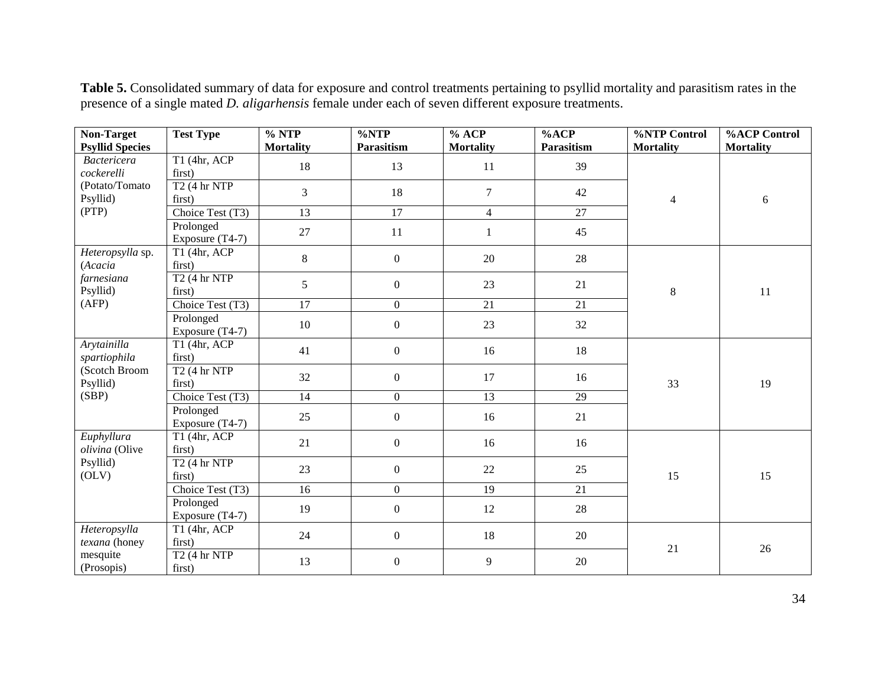**Table 5.** Consolidated summary of data for exposure and control treatments pertaining to psyllid mortality and parasitism rates in the presence of a single mated *D. aligarhensis* female under each of seven different exposure treatments.

| Non-Target Psyllid Species | Test Type | % NTP Mortality | %NTP Parasitism | % ACP Mortality | %ACP Parasitism | %NTP Control Mortality | %ACP Control Mortality |
|---|---|---|---|---|---|---|---|
| *Bactericera cockerelli* (Potato/Tomato Psyllid) (PTP) | T1 (4hr, ACP first) | 18 | 13 | 11 | 39 | 4 | 6 |
| | T2 (4 hr NTP first) | 3 | 18 | 7 | 42 | | |
| | Choice Test (T3) | 13 | 17 | 4 | 27 | | |
| | Prolonged Exposure (T4-7) | 27 | 11 | 1 | 45 | | |
| *Heteropsylla* sp. (*Acacia farnesiana* Psyllid) (AFP) | T1 (4hr, ACP first) | 8 | 0 | 20 | 28 | 8 | 11 |
| | T2 (4 hr NTP first) | 5 | 0 | 23 | 21 | | |
| | Choice Test (T3) | 17 | 0 | 21 | 21 | | |
| | Prolonged Exposure (T4-7) | 10 | 0 | 23 | 32 | | |
| *Arytainilla spartiophila* (Scotch Broom Psyllid) (SBP) | T1 (4hr, ACP first) | 41 | 0 | 16 | 18 | 33 | 19 |
| | T2 (4 hr NTP first) | 32 | 0 | 17 | 16 | | |
| | Choice Test (T3) | 14 | 0 | 13 | 29 | | |
| | Prolonged Exposure (T4-7) | 25 | 0 | 16 | 21 | | |
| *Euphyllura olivina* (Olive Psyllid) (OLV) | T1 (4hr, ACP first) | 21 | 0 | 16 | 16 | 15 | 15 |
| | T2 (4 hr NTP first) | 23 | 0 | 22 | 25 | | |
| | Choice Test (T3) | 16 | 0 | 19 | 21 | | |
| | Prolonged Exposure (T4-7) | 19 | 0 | 12 | 28 | | |
| *Heteropsylla texana* (honey mesquite (Prosopis) | T1 (4hr, ACP first) | 24 | 0 | 18 | 20 | 21 | 26 |
| | T2 (4 hr NTP first) | 13 | 0 | 9 | 20 | | |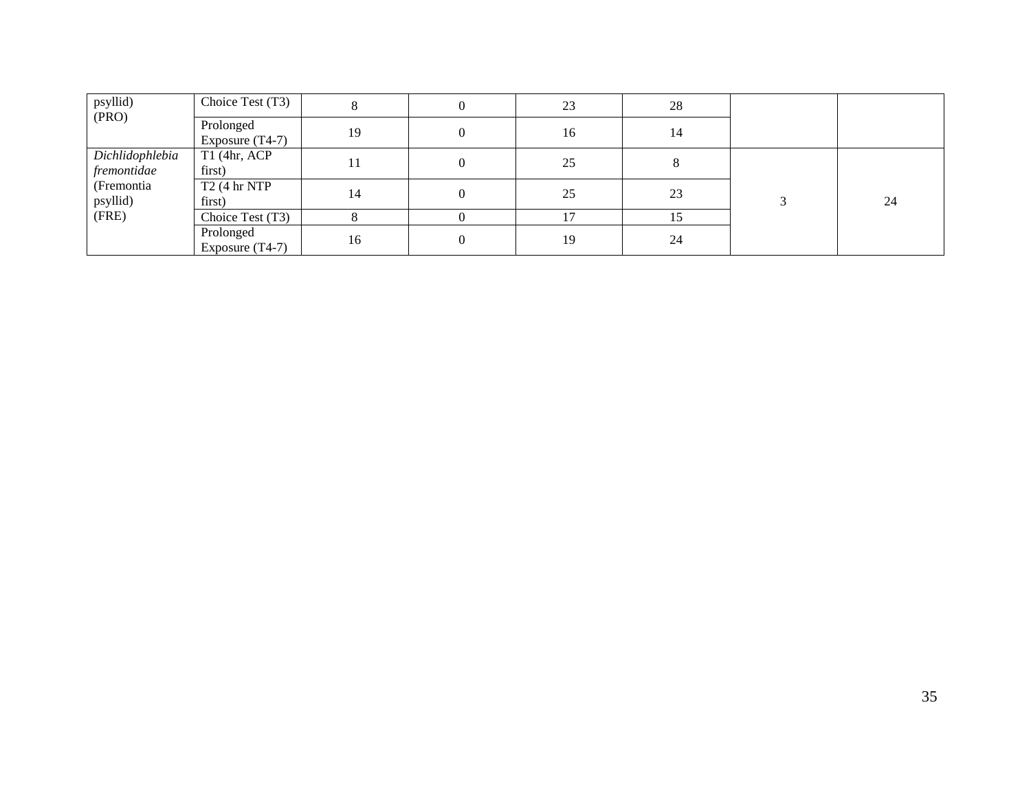| | | | | | | | |
|---|---|---|---|---|---|---|---|
| psyllid) (PRO) | Choice Test (T3) | 8 | 0 | 23 | 28 | | |
| | Prolonged Exposure (T4-7) | 19 | 0 | 16 | 14 | | |
| *Dichlidophlebia fremontidae* (Fremontia psyllid) (FRE) | T1 (4hr, ACP first) | 11 | 0 | 25 | 8 | 3 | 24 |
| | T2 (4 hr NTP first) | 14 | 0 | 25 | 23 | | |
| | Choice Test (T3) | 8 | 0 | 17 | 15 | | |
| | Prolonged Exposure (T4-7) | 16 | 0 | 19 | 24 | | |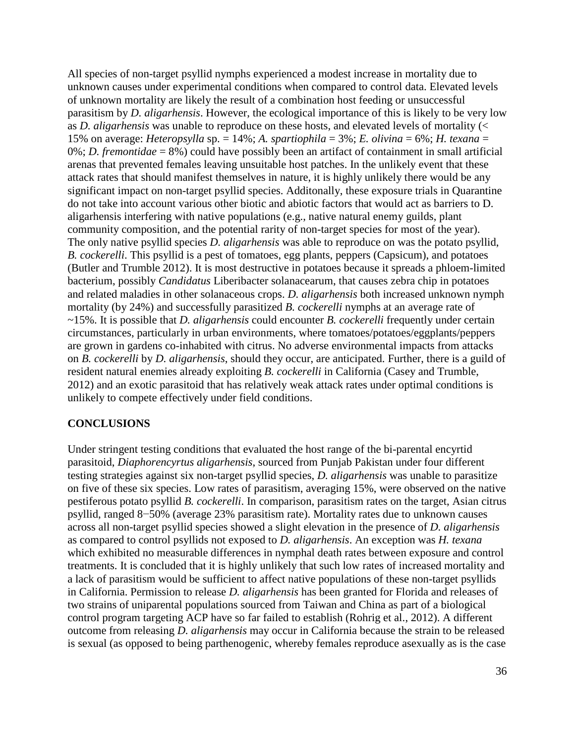All species of non-target psyllid nymphs experienced a modest increase in mortality due to unknown causes under experimental conditions when compared to control data. Elevated levels of unknown mortality are likely the result of a combination host feeding or unsuccessful parasitism by *D. aligarhensis*. However, the ecological importance of this is likely to be very low as *D. aligarhensis* was unable to reproduce on these hosts, and elevated levels of mortality (< 15% on average: *Heteropsylla* sp. = 14%; *A. spartiophila* = 3%; *E. olivina* = 6%; *H. texana* = 0%; *D. fremontidae* = 8%) could have possibly been an artifact of containment in small artificial arenas that prevented females leaving unsuitable host patches. In the unlikely event that these attack rates that should manifest themselves in nature, it is highly unlikely there would be any significant impact on non-target psyllid species. Additonally, these exposure trials in Quarantine do not take into account various other biotic and abiotic factors that would act as barriers to D. aligarhensis interfering with native populations (e.g., native natural enemy guilds, plant community composition, and the potential rarity of non-target species for most of the year). The only native psyllid species *D. aligarhensis* was able to reproduce on was the potato psyllid, *B. cockerelli*. This psyllid is a pest of tomatoes, egg plants, peppers (Capsicum), and potatoes (Butler and Trumble 2012). It is most destructive in potatoes because it spreads a phloem-limited bacterium, possibly *Candidatus* Liberibacter solanacearum, that causes zebra chip in potatoes and related maladies in other solanaceous crops. *D. aligarhensis* both increased unknown nymph mortality (by 24%) and successfully parasitized *B. cockerelli* nymphs at an average rate of ~15%. It is possible that *D. aligarhensis* could encounter *B. cockerelli* frequently under certain circumstances, particularly in urban environments, where tomatoes/potatoes/eggplants/peppers are grown in gardens co-inhabited with citrus. No adverse environmental impacts from attacks on *B. cockerelli* by *D. aligarhensis*, should they occur, are anticipated. Further, there is a guild of resident natural enemies already exploiting *B. cockerelli* in California (Casey and Trumble, 2012) and an exotic parasitoid that has relatively weak attack rates under optimal conditions is unlikely to compete effectively under field conditions.

## CONCLUSIONS

Under stringent testing conditions that evaluated the host range of the bi-parental encyrtid parasitoid, *Diaphorencyrtus aligarhensis*, sourced from Punjab Pakistan under four different testing strategies against six non-target psyllid species, *D. aligarhensis* was unable to parasitize on five of these six species. Low rates of parasitism, averaging 15%, were observed on the native pestiferous potato psyllid *B. cockerelli*. In comparison, parasitism rates on the target, Asian citrus psyllid, ranged 8−50% (average 23% parasitism rate). Mortality rates due to unknown causes across all non-target psyllid species showed a slight elevation in the presence of *D. aligarhensis* as compared to control psyllids not exposed to *D. aligarhensis*. An exception was *H. texana* which exhibited no measurable differences in nymphal death rates between exposure and control treatments. It is concluded that it is highly unlikely that such low rates of increased mortality and a lack of parasitism would be sufficient to affect native populations of these non-target psyllids in California. Permission to release *D. aligarhensis* has been granted for Florida and releases of two strains of uniparental populations sourced from Taiwan and China as part of a biological control program targeting ACP have so far failed to establish (Rohrig et al., 2012). A different outcome from releasing *D. aligarhensis* may occur in California because the strain to be released is sexual (as opposed to being parthenogenic, whereby females reproduce asexually as is the case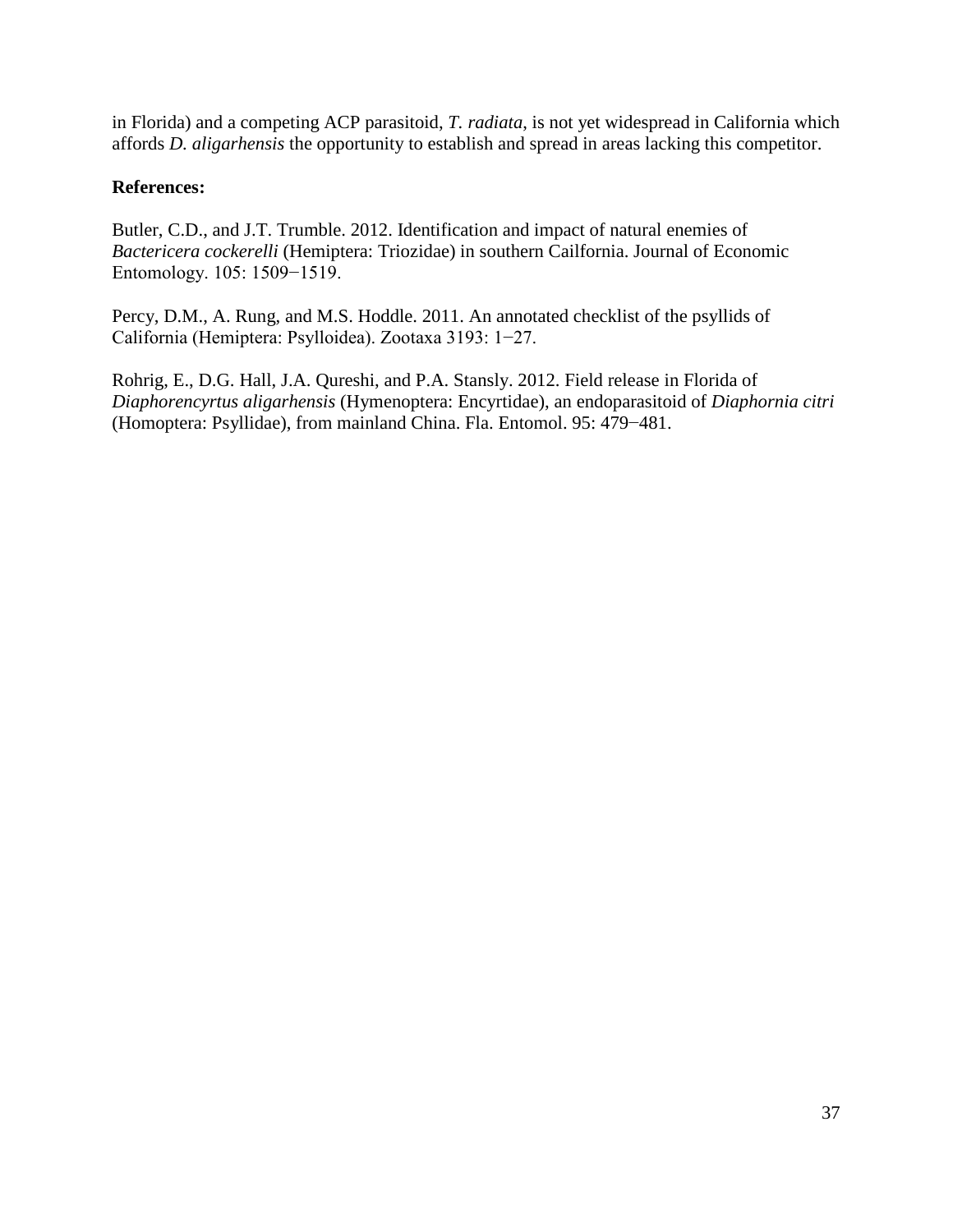in Florida) and a competing ACP parasitoid, *T. radiata*, is not yet widespread in California which affords *D. aligarhensis* the opportunity to establish and spread in areas lacking this competitor.

**References:**

Butler, C.D., and J.T. Trumble. 2012. Identification and impact of natural enemies of *Bactericera cockerelli* (Hemiptera: Triozidae) in southern Cailfornia. Journal of Economic Entomology. 105: 1509−1519.

Percy, D.M., A. Rung, and M.S. Hoddle. 2011. An annotated checklist of the psyllids of California (Hemiptera: Psylloidea). Zootaxa 3193: 1−27.

Rohrig, E., D.G. Hall, J.A. Qureshi, and P.A. Stansly. 2012. Field release in Florida of *Diaphorencyrtus aligarhensis* (Hymenoptera: Encyrtidae), an endoparasitoid of *Diaphornia citri* (Homoptera: Psyllidae), from mainland China. Fla. Entomol. 95: 479−481.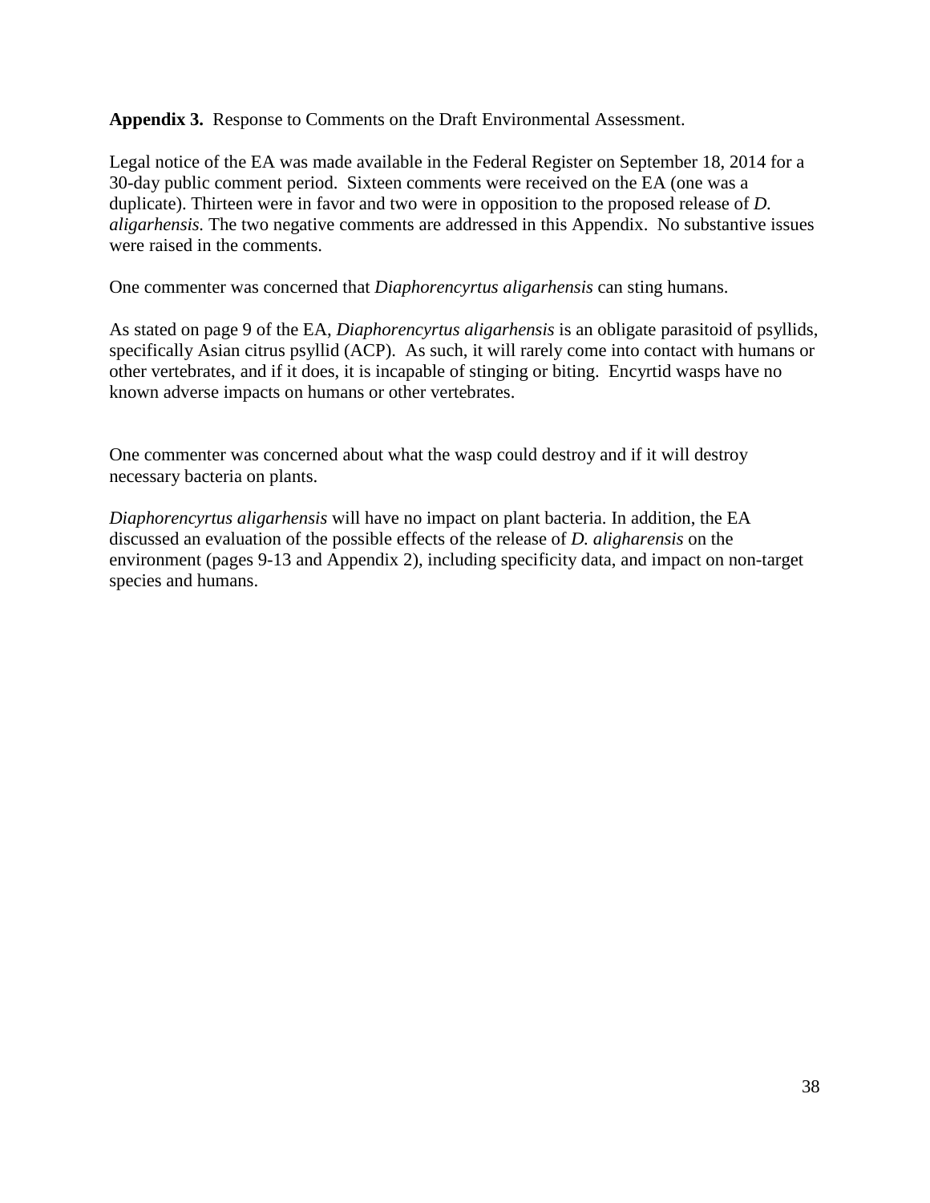**Appendix 3.** Response to Comments on the Draft Environmental Assessment.

Legal notice of the EA was made available in the Federal Register on September 18, 2014 for a 30-day public comment period. Sixteen comments were received on the EA (one was a duplicate). Thirteen were in favor and two were in opposition to the proposed release of *D. aligarhensis.* The two negative comments are addressed in this Appendix. No substantive issues were raised in the comments.

One commenter was concerned that *Diaphorencyrtus aligarhensis* can sting humans.

As stated on page 9 of the EA, *Diaphorencyrtus aligarhensis* is an obligate parasitoid of psyllids, specifically Asian citrus psyllid (ACP). As such, it will rarely come into contact with humans or other vertebrates, and if it does, it is incapable of stinging or biting. Encyrtid wasps have no known adverse impacts on humans or other vertebrates.

One commenter was concerned about what the wasp could destroy and if it will destroy necessary bacteria on plants.

*Diaphorencyrtus aligarhensis* will have no impact on plant bacteria. In addition, the EA discussed an evaluation of the possible effects of the release of *D. aligharensis* on the environment (pages 9-13 and Appendix 2), including specificity data, and impact on non-target species and humans.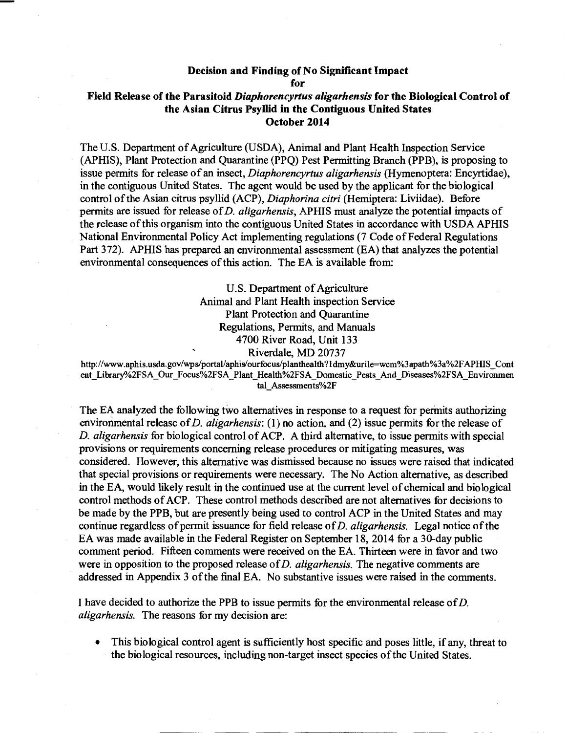**Decision and Finding of No Significant Impact**
**for**
**Field Release of the Parasitoid *Diaphorencyrtus aligarhensis* for the Biological Control of the Asian Citrus Psyllid in the Contiguous United States**
**October 2014**

The U.S. Department of Agriculture (USDA), Animal and Plant Health Inspection Service (APHIS), Plant Protection and Quarantine (PPQ) Pest Permitting Branch (PPB), is proposing to issue permits for release of an insect, *Diaphorencyrtus aligarhensis* (Hymenoptera: Encyrtidae), in the contiguous United States. The agent would be used by the applicant for the biological control of the Asian citrus psyllid (ACP), *Diaphorina citri* (Hemiptera: Liviidae). Before permits are issued for release of *D. aligarhensis*, APHIS must analyze the potential impacts of the release of this organism into the contiguous United States in accordance with USDA APHIS National Environmental Policy Act implementing regulations (7 Code of Federal Regulations Part 372). APHIS has prepared an environmental assessment (EA) that analyzes the potential environmental consequences of this action. The EA is available from:

U.S. Department of Agriculture
Animal and Plant Health inspection Service
Plant Protection and Quarantine
Regulations, Permits, and Manuals
4700 River Road, Unit 133
Riverdale, MD 20737
http://www.aphis.usda.gov/wps/portal/aphis/ourfocus/planthealth?1dmy&urile=wcm%3apath%3a%2FAPHIS_Content_Library%2FSA_Our_Focus%2FSA_Plant_Health%2FSA_Domestic_Pests_And_Diseases%2FSA_Environmental_Assessments%2F

The EA analyzed the following two alternatives in response to a request for permits authorizing environmental release of *D. aligarhensis*: (1) no action, and (2) issue permits for the release of *D. aligarhensis* for biological control of ACP. A third alternative, to issue permits with special provisions or requirements concerning release procedures or mitigating measures, was considered. However, this alternative was dismissed because no issues were raised that indicated that special provisions or requirements were necessary. The No Action alternative, as described in the EA, would likely result in the continued use at the current level of chemical and biological control methods of ACP. These control methods described are not alternatives for decisions to be made by the PPB, but are presently being used to control ACP in the United States and may continue regardless of permit issuance for field release of *D. aligarhensis*. Legal notice of the EA was made available in the Federal Register on September 18, 2014 for a 30-day public comment period. Fifteen comments were received on the EA. Thirteen were in favor and two were in opposition to the proposed release of *D. aligarhensis*. The negative comments are addressed in Appendix 3 of the final EA. No substantive issues were raised in the comments.

I have decided to authorize the PPB to issue permits for the environmental release of *D. aligarhensis*. The reasons for my decision are:

- This biological control agent is sufficiently host specific and poses little, if any, threat to the biological resources, including non-target insect species of the United States.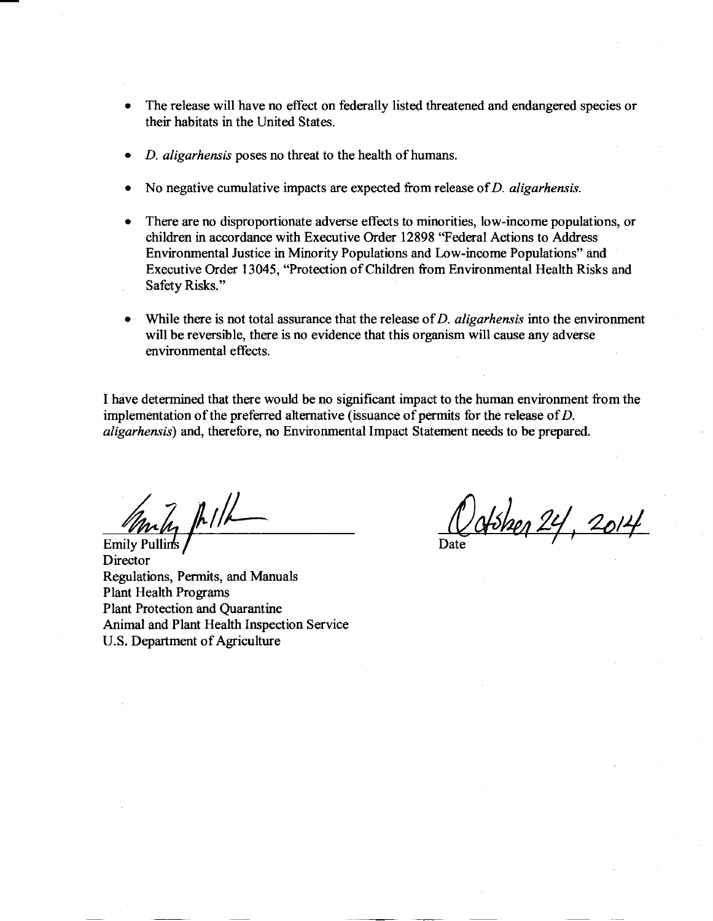- The release will have no effect on federally listed threatened and endangered species or their habitats in the United States.
- *D. aligarhensis* poses no threat to the health of humans.
- No negative cumulative impacts are expected from release of *D. aligarhensis.*
- There are no disproportionate adverse effects to minorities, low-income populations, or children in accordance with Executive Order 12898 "Federal Actions to Address Environmental Justice in Minority Populations and Low-income Populations" and Executive Order 13045, "Protection of Children from Environmental Health Risks and Safety Risks."
- While there is not total assurance that the release of *D. aligarhensis* into the environment will be reversible, there is no evidence that this organism will cause any adverse environmental effects.

I have determined that there would be no significant impact to the human environment from the implementation of the preferred alternative (issuance of permits for the release of *D. aligarhensis*) and, therefore, no Environmental Impact Statement needs to be prepared.

Emily Pullins
Director
Regulations, Permits, and Manuals
Plant Health Programs
Plant Protection and Quarantine
Animal and Plant Health Inspection Service
U.S. Department of Agriculture

October 24, 2014
Date